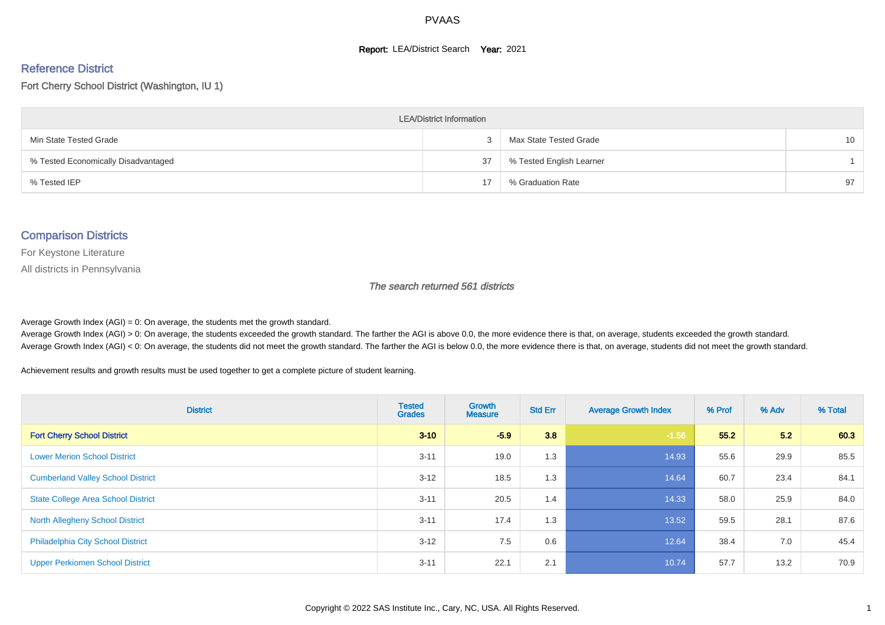PVAAS

**Report:** LEA/District Search **Year:** 2021

## Reference District

### Fort Cherry School District (Washington, IU 1)

| LEA/District Information | | | |
|---|---|---|---|
| Min State Tested Grade | 3 | Max State Tested Grade | 10 |
| % Tested Economically Disadvantaged | 37 | % Tested English Learner | 1 |
| % Tested IEP | 17 | % Graduation Rate | 97 |

## Comparison Districts

For Keystone Literature

All districts in Pennsylvania

*The search returned 561 districts*

Average Growth Index (AGI) = 0: On average, the students met the growth standard.
Average Growth Index (AGI) > 0: On average, the students exceeded the growth standard. The farther the AGI is above 0.0, the more evidence there is that, on average, students exceeded the growth standard.
Average Growth Index (AGI) < 0: On average, the students did not meet the growth standard. The farther the AGI is below 0.0, the more evidence there is that, on average, students did not meet the growth standard.

Achievement results and growth results must be used together to get a complete picture of student learning.

| District | Tested Grades | Growth Measure | Std Err | Average Growth Index | % Prof | % Adv | % Total |
|---|---|---|---|---|---|---|---|
| **Fort Cherry School District** | **3-10** | **-5.9** | **3.8** | **-1.56** | **55.2** | **5.2** | **60.3** |
| Lower Merion School District | 3-11 | 19.0 | 1.3 | 14.93 | 55.6 | 29.9 | 85.5 |
| Cumberland Valley School District | 3-12 | 18.5 | 1.3 | 14.64 | 60.7 | 23.4 | 84.1 |
| State College Area School District | 3-11 | 20.5 | 1.4 | 14.33 | 58.0 | 25.9 | 84.0 |
| North Allegheny School District | 3-11 | 17.4 | 1.3 | 13.52 | 59.5 | 28.1 | 87.6 |
| Philadelphia City School District | 3-12 | 7.5 | 0.6 | 12.64 | 38.4 | 7.0 | 45.4 |
| Upper Perkiomen School District | 3-11 | 22.1 | 2.1 | 10.74 | 57.7 | 13.2 | 70.9 |

Copyright © 2022 SAS Institute Inc., Cary, NC, USA. All Rights Reserved.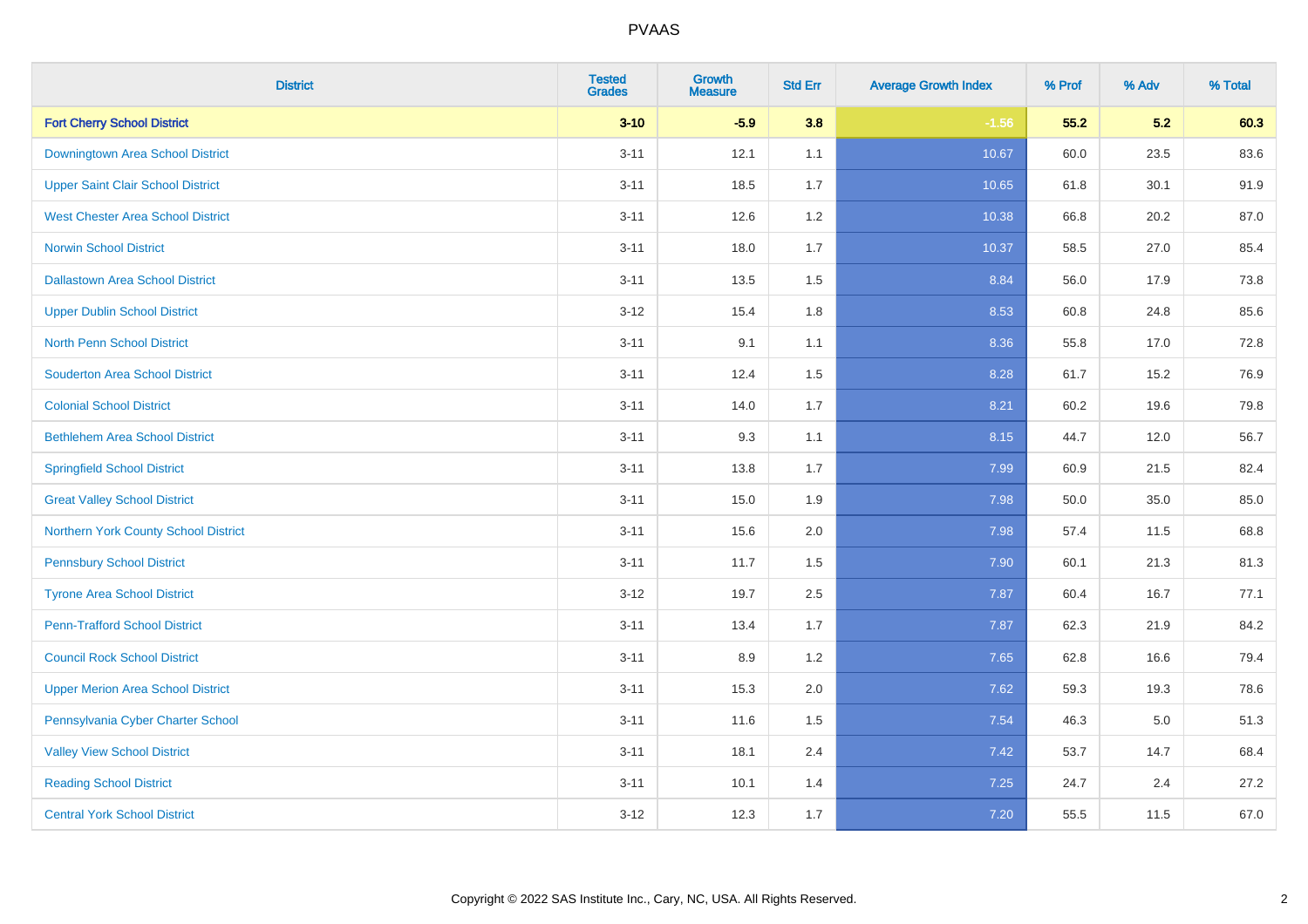| District | Tested Grades | Growth Measure | Std Err | Average Growth Index | % Prof | % Adv | % Total |
|---|---|---|---|---|---|---|---|
| **Fort Cherry School District** | **3-10** | **-5.9** | **3.8** | **-1.56** | **55.2** | **5.2** | **60.3** |
| Downingtown Area School District | 3-11 | 12.1 | 1.1 | 10.67 | 60.0 | 23.5 | 83.6 |
| Upper Saint Clair School District | 3-11 | 18.5 | 1.7 | 10.65 | 61.8 | 30.1 | 91.9 |
| West Chester Area School District | 3-11 | 12.6 | 1.2 | 10.38 | 66.8 | 20.2 | 87.0 |
| Norwin School District | 3-11 | 18.0 | 1.7 | 10.37 | 58.5 | 27.0 | 85.4 |
| Dallastown Area School District | 3-11 | 13.5 | 1.5 | 8.84 | 56.0 | 17.9 | 73.8 |
| Upper Dublin School District | 3-12 | 15.4 | 1.8 | 8.53 | 60.8 | 24.8 | 85.6 |
| North Penn School District | 3-11 | 9.1 | 1.1 | 8.36 | 55.8 | 17.0 | 72.8 |
| Souderton Area School District | 3-11 | 12.4 | 1.5 | 8.28 | 61.7 | 15.2 | 76.9 |
| Colonial School District | 3-11 | 14.0 | 1.7 | 8.21 | 60.2 | 19.6 | 79.8 |
| Bethlehem Area School District | 3-11 | 9.3 | 1.1 | 8.15 | 44.7 | 12.0 | 56.7 |
| Springfield School District | 3-11 | 13.8 | 1.7 | 7.99 | 60.9 | 21.5 | 82.4 |
| Great Valley School District | 3-11 | 15.0 | 1.9 | 7.98 | 50.0 | 35.0 | 85.0 |
| Northern York County School District | 3-11 | 15.6 | 2.0 | 7.98 | 57.4 | 11.5 | 68.8 |
| Pennsbury School District | 3-11 | 11.7 | 1.5 | 7.90 | 60.1 | 21.3 | 81.3 |
| Tyrone Area School District | 3-12 | 19.7 | 2.5 | 7.87 | 60.4 | 16.7 | 77.1 |
| Penn-Trafford School District | 3-11 | 13.4 | 1.7 | 7.87 | 62.3 | 21.9 | 84.2 |
| Council Rock School District | 3-11 | 8.9 | 1.2 | 7.65 | 62.8 | 16.6 | 79.4 |
| Upper Merion Area School District | 3-11 | 15.3 | 2.0 | 7.62 | 59.3 | 19.3 | 78.6 |
| Pennsylvania Cyber Charter School | 3-11 | 11.6 | 1.5 | 7.54 | 46.3 | 5.0 | 51.3 |
| Valley View School District | 3-11 | 18.1 | 2.4 | 7.42 | 53.7 | 14.7 | 68.4 |
| Reading School District | 3-11 | 10.1 | 1.4 | 7.25 | 24.7 | 2.4 | 27.2 |
| Central York School District | 3-12 | 12.3 | 1.7 | 7.20 | 55.5 | 11.5 | 67.0 |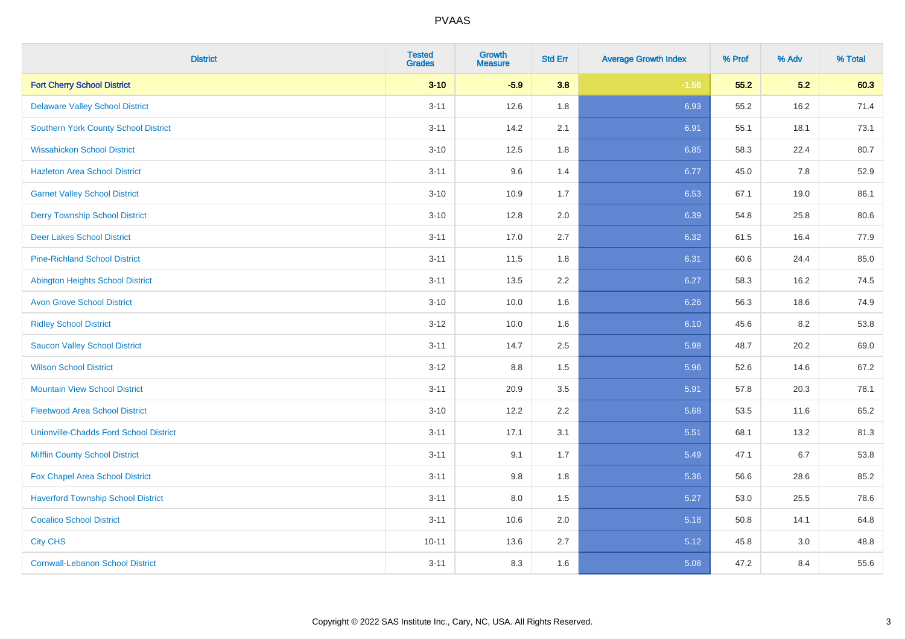| District | Tested Grades | Growth Measure | Std Err | Average Growth Index | % Prof | % Adv | % Total |
|---|---|---|---|---|---|---|---|
| **Fort Cherry School District** | **3-10** | **-5.9** | **3.8** | **-1.56** | **55.2** | **5.2** | **60.3** |
| Delaware Valley School District | 3-11 | 12.6 | 1.8 | 6.93 | 55.2 | 16.2 | 71.4 |
| Southern York County School District | 3-11 | 14.2 | 2.1 | 6.91 | 55.1 | 18.1 | 73.1 |
| Wissahickon School District | 3-10 | 12.5 | 1.8 | 6.85 | 58.3 | 22.4 | 80.7 |
| Hazleton Area School District | 3-11 | 9.6 | 1.4 | 6.77 | 45.0 | 7.8 | 52.9 |
| Garnet Valley School District | 3-10 | 10.9 | 1.7 | 6.53 | 67.1 | 19.0 | 86.1 |
| Derry Township School District | 3-10 | 12.8 | 2.0 | 6.39 | 54.8 | 25.8 | 80.6 |
| Deer Lakes School District | 3-11 | 17.0 | 2.7 | 6.32 | 61.5 | 16.4 | 77.9 |
| Pine-Richland School District | 3-11 | 11.5 | 1.8 | 6.31 | 60.6 | 24.4 | 85.0 |
| Abington Heights School District | 3-11 | 13.5 | 2.2 | 6.27 | 58.3 | 16.2 | 74.5 |
| Avon Grove School District | 3-10 | 10.0 | 1.6 | 6.26 | 56.3 | 18.6 | 74.9 |
| Ridley School District | 3-12 | 10.0 | 1.6 | 6.10 | 45.6 | 8.2 | 53.8 |
| Saucon Valley School District | 3-11 | 14.7 | 2.5 | 5.98 | 48.7 | 20.2 | 69.0 |
| Wilson School District | 3-12 | 8.8 | 1.5 | 5.96 | 52.6 | 14.6 | 67.2 |
| Mountain View School District | 3-11 | 20.9 | 3.5 | 5.91 | 57.8 | 20.3 | 78.1 |
| Fleetwood Area School District | 3-10 | 12.2 | 2.2 | 5.68 | 53.5 | 11.6 | 65.2 |
| Unionville-Chadds Ford School District | 3-11 | 17.1 | 3.1 | 5.51 | 68.1 | 13.2 | 81.3 |
| Mifflin County School District | 3-11 | 9.1 | 1.7 | 5.49 | 47.1 | 6.7 | 53.8 |
| Fox Chapel Area School District | 3-11 | 9.8 | 1.8 | 5.36 | 56.6 | 28.6 | 85.2 |
| Haverford Township School District | 3-11 | 8.0 | 1.5 | 5.27 | 53.0 | 25.5 | 78.6 |
| Cocalico School District | 3-11 | 10.6 | 2.0 | 5.18 | 50.8 | 14.1 | 64.8 |
| City CHS | 10-11 | 13.6 | 2.7 | 5.12 | 45.8 | 3.0 | 48.8 |
| Cornwall-Lebanon School District | 3-11 | 8.3 | 1.6 | 5.08 | 47.2 | 8.4 | 55.6 |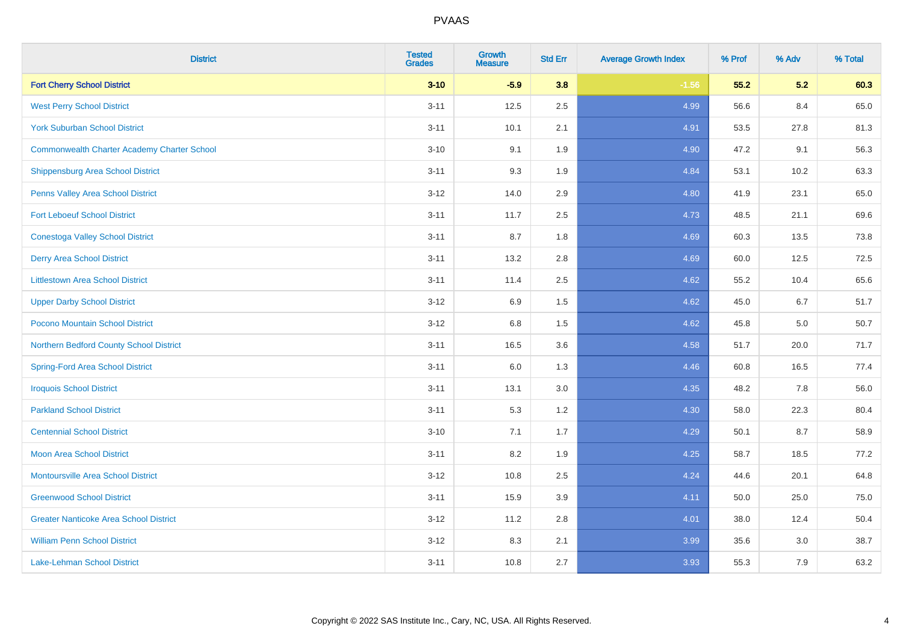# PVAAS

| District | Tested Grades | Growth Measure | Std Err | Average Growth Index | % Prof | % Adv | % Total |
|---|---|---|---|---|---|---|---|
| **Fort Cherry School District** | **3-10** | **-5.9** | **3.8** | **-1.56** | **55.2** | **5.2** | **60.3** |
| West Perry School District | 3-11 | 12.5 | 2.5 | 4.99 | 56.6 | 8.4 | 65.0 |
| York Suburban School District | 3-11 | 10.1 | 2.1 | 4.91 | 53.5 | 27.8 | 81.3 |
| Commonwealth Charter Academy Charter School | 3-10 | 9.1 | 1.9 | 4.90 | 47.2 | 9.1 | 56.3 |
| Shippensburg Area School District | 3-11 | 9.3 | 1.9 | 4.84 | 53.1 | 10.2 | 63.3 |
| Penns Valley Area School District | 3-12 | 14.0 | 2.9 | 4.80 | 41.9 | 23.1 | 65.0 |
| Fort Leboeuf School District | 3-11 | 11.7 | 2.5 | 4.73 | 48.5 | 21.1 | 69.6 |
| Conestoga Valley School District | 3-11 | 8.7 | 1.8 | 4.69 | 60.3 | 13.5 | 73.8 |
| Derry Area School District | 3-11 | 13.2 | 2.8 | 4.69 | 60.0 | 12.5 | 72.5 |
| Littlestown Area School District | 3-11 | 11.4 | 2.5 | 4.62 | 55.2 | 10.4 | 65.6 |
| Upper Darby School District | 3-12 | 6.9 | 1.5 | 4.62 | 45.0 | 6.7 | 51.7 |
| Pocono Mountain School District | 3-12 | 6.8 | 1.5 | 4.62 | 45.8 | 5.0 | 50.7 |
| Northern Bedford County School District | 3-11 | 16.5 | 3.6 | 4.58 | 51.7 | 20.0 | 71.7 |
| Spring-Ford Area School District | 3-11 | 6.0 | 1.3 | 4.46 | 60.8 | 16.5 | 77.4 |
| Iroquois School District | 3-11 | 13.1 | 3.0 | 4.35 | 48.2 | 7.8 | 56.0 |
| Parkland School District | 3-11 | 5.3 | 1.2 | 4.30 | 58.0 | 22.3 | 80.4 |
| Centennial School District | 3-10 | 7.1 | 1.7 | 4.29 | 50.1 | 8.7 | 58.9 |
| Moon Area School District | 3-11 | 8.2 | 1.9 | 4.25 | 58.7 | 18.5 | 77.2 |
| Montoursville Area School District | 3-12 | 10.8 | 2.5 | 4.24 | 44.6 | 20.1 | 64.8 |
| Greenwood School District | 3-11 | 15.9 | 3.9 | 4.11 | 50.0 | 25.0 | 75.0 |
| Greater Nanticoke Area School District | 3-12 | 11.2 | 2.8 | 4.01 | 38.0 | 12.4 | 50.4 |
| William Penn School District | 3-12 | 8.3 | 2.1 | 3.99 | 35.6 | 3.0 | 38.7 |
| Lake-Lehman School District | 3-11 | 10.8 | 2.7 | 3.93 | 55.3 | 7.9 | 63.2 |

Copyright © 2022 SAS Institute Inc., Cary, NC, USA. All Rights Reserved.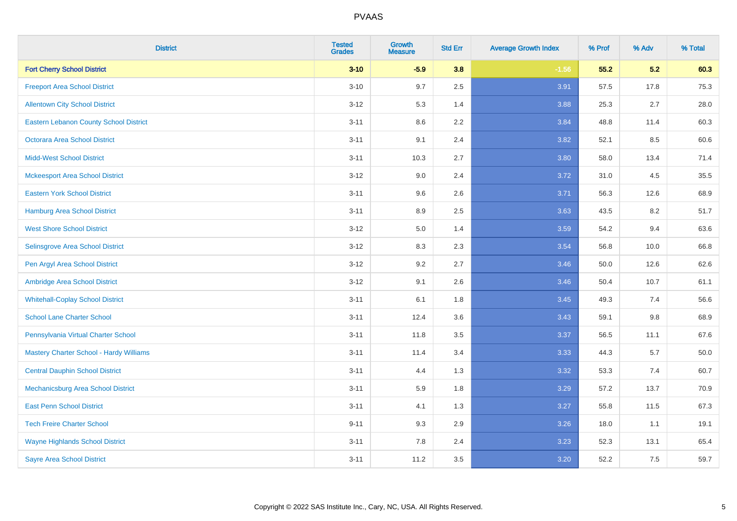# PVAAS

| District | Tested Grades | Growth Measure | Std Err | Average Growth Index | % Prof | % Adv | % Total |
|---|---|---|---|---|---|---|---|
| **Fort Cherry School District** | **3-10** | **-5.9** | **3.8** | **-1.56** | **55.2** | **5.2** | **60.3** |
| Freeport Area School District | 3-10 | 9.7 | 2.5 | 3.91 | 57.5 | 17.8 | 75.3 |
| Allentown City School District | 3-12 | 5.3 | 1.4 | 3.88 | 25.3 | 2.7 | 28.0 |
| Eastern Lebanon County School District | 3-11 | 8.6 | 2.2 | 3.84 | 48.8 | 11.4 | 60.3 |
| Octorara Area School District | 3-11 | 9.1 | 2.4 | 3.82 | 52.1 | 8.5 | 60.6 |
| Midd-West School District | 3-11 | 10.3 | 2.7 | 3.80 | 58.0 | 13.4 | 71.4 |
| Mckeesport Area School District | 3-12 | 9.0 | 2.4 | 3.72 | 31.0 | 4.5 | 35.5 |
| Eastern York School District | 3-11 | 9.6 | 2.6 | 3.71 | 56.3 | 12.6 | 68.9 |
| Hamburg Area School District | 3-11 | 8.9 | 2.5 | 3.63 | 43.5 | 8.2 | 51.7 |
| West Shore School District | 3-12 | 5.0 | 1.4 | 3.59 | 54.2 | 9.4 | 63.6 |
| Selinsgrove Area School District | 3-12 | 8.3 | 2.3 | 3.54 | 56.8 | 10.0 | 66.8 |
| Pen Argyl Area School District | 3-12 | 9.2 | 2.7 | 3.46 | 50.0 | 12.6 | 62.6 |
| Ambridge Area School District | 3-12 | 9.1 | 2.6 | 3.46 | 50.4 | 10.7 | 61.1 |
| Whitehall-Coplay School District | 3-11 | 6.1 | 1.8 | 3.45 | 49.3 | 7.4 | 56.6 |
| School Lane Charter School | 3-11 | 12.4 | 3.6 | 3.43 | 59.1 | 9.8 | 68.9 |
| Pennsylvania Virtual Charter School | 3-11 | 11.8 | 3.5 | 3.37 | 56.5 | 11.1 | 67.6 |
| Mastery Charter School - Hardy Williams | 3-11 | 11.4 | 3.4 | 3.33 | 44.3 | 5.7 | 50.0 |
| Central Dauphin School District | 3-11 | 4.4 | 1.3 | 3.32 | 53.3 | 7.4 | 60.7 |
| Mechanicsburg Area School District | 3-11 | 5.9 | 1.8 | 3.29 | 57.2 | 13.7 | 70.9 |
| East Penn School District | 3-11 | 4.1 | 1.3 | 3.27 | 55.8 | 11.5 | 67.3 |
| Tech Freire Charter School | 9-11 | 9.3 | 2.9 | 3.26 | 18.0 | 1.1 | 19.1 |
| Wayne Highlands School District | 3-11 | 7.8 | 2.4 | 3.23 | 52.3 | 13.1 | 65.4 |
| Sayre Area School District | 3-11 | 11.2 | 3.5 | 3.20 | 52.2 | 7.5 | 59.7 |

Copyright © 2022 SAS Institute Inc., Cary, NC, USA. All Rights Reserved.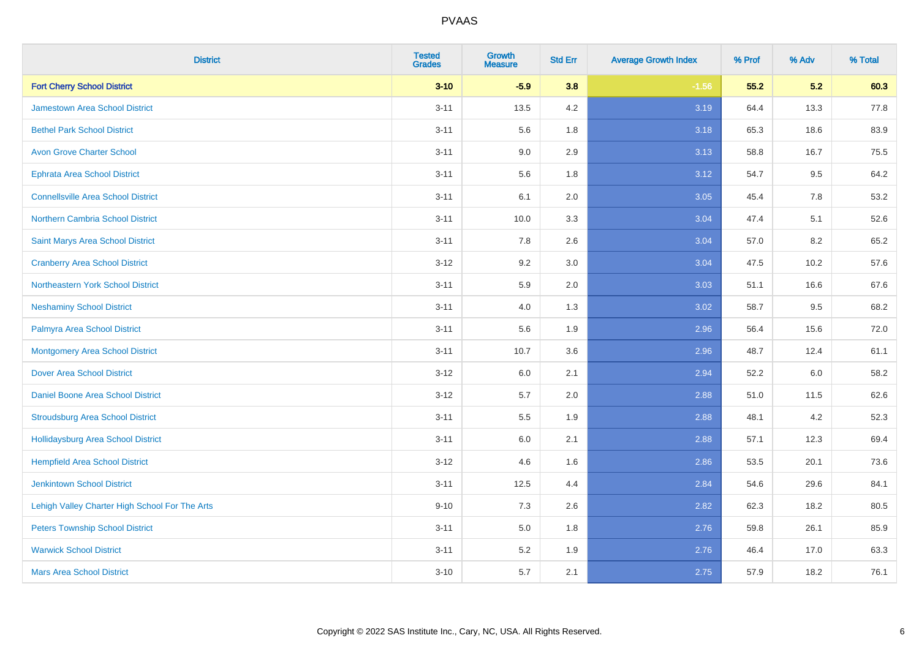# PVAAS

| District | Tested Grades | Growth Measure | Std Err | Average Growth Index | % Prof | % Adv | % Total |
|---|---|---|---|---|---|---|---|
| **Fort Cherry School District** | **3-10** | **-5.9** | **3.8** | **-1.56** | **55.2** | **5.2** | **60.3** |
| Jamestown Area School District | 3-11 | 13.5 | 4.2 | 3.19 | 64.4 | 13.3 | 77.8 |
| Bethel Park School District | 3-11 | 5.6 | 1.8 | 3.18 | 65.3 | 18.6 | 83.9 |
| Avon Grove Charter School | 3-11 | 9.0 | 2.9 | 3.13 | 58.8 | 16.7 | 75.5 |
| Ephrata Area School District | 3-11 | 5.6 | 1.8 | 3.12 | 54.7 | 9.5 | 64.2 |
| Connellsville Area School District | 3-11 | 6.1 | 2.0 | 3.05 | 45.4 | 7.8 | 53.2 |
| Northern Cambria School District | 3-11 | 10.0 | 3.3 | 3.04 | 47.4 | 5.1 | 52.6 |
| Saint Marys Area School District | 3-11 | 7.8 | 2.6 | 3.04 | 57.0 | 8.2 | 65.2 |
| Cranberry Area School District | 3-12 | 9.2 | 3.0 | 3.04 | 47.5 | 10.2 | 57.6 |
| Northeastern York School District | 3-11 | 5.9 | 2.0 | 3.03 | 51.1 | 16.6 | 67.6 |
| Neshaminy School District | 3-11 | 4.0 | 1.3 | 3.02 | 58.7 | 9.5 | 68.2 |
| Palmyra Area School District | 3-11 | 5.6 | 1.9 | 2.96 | 56.4 | 15.6 | 72.0 |
| Montgomery Area School District | 3-11 | 10.7 | 3.6 | 2.96 | 48.7 | 12.4 | 61.1 |
| Dover Area School District | 3-12 | 6.0 | 2.1 | 2.94 | 52.2 | 6.0 | 58.2 |
| Daniel Boone Area School District | 3-12 | 5.7 | 2.0 | 2.88 | 51.0 | 11.5 | 62.6 |
| Stroudsburg Area School District | 3-11 | 5.5 | 1.9 | 2.88 | 48.1 | 4.2 | 52.3 |
| Hollidaysburg Area School District | 3-11 | 6.0 | 2.1 | 2.88 | 57.1 | 12.3 | 69.4 |
| Hempfield Area School District | 3-12 | 4.6 | 1.6 | 2.86 | 53.5 | 20.1 | 73.6 |
| Jenkintown School District | 3-11 | 12.5 | 4.4 | 2.84 | 54.6 | 29.6 | 84.1 |
| Lehigh Valley Charter High School For The Arts | 9-10 | 7.3 | 2.6 | 2.82 | 62.3 | 18.2 | 80.5 |
| Peters Township School District | 3-11 | 5.0 | 1.8 | 2.76 | 59.8 | 26.1 | 85.9 |
| Warwick School District | 3-11 | 5.2 | 1.9 | 2.76 | 46.4 | 17.0 | 63.3 |
| Mars Area School District | 3-10 | 5.7 | 2.1 | 2.75 | 57.9 | 18.2 | 76.1 |

Copyright © 2022 SAS Institute Inc., Cary, NC, USA. All Rights Reserved.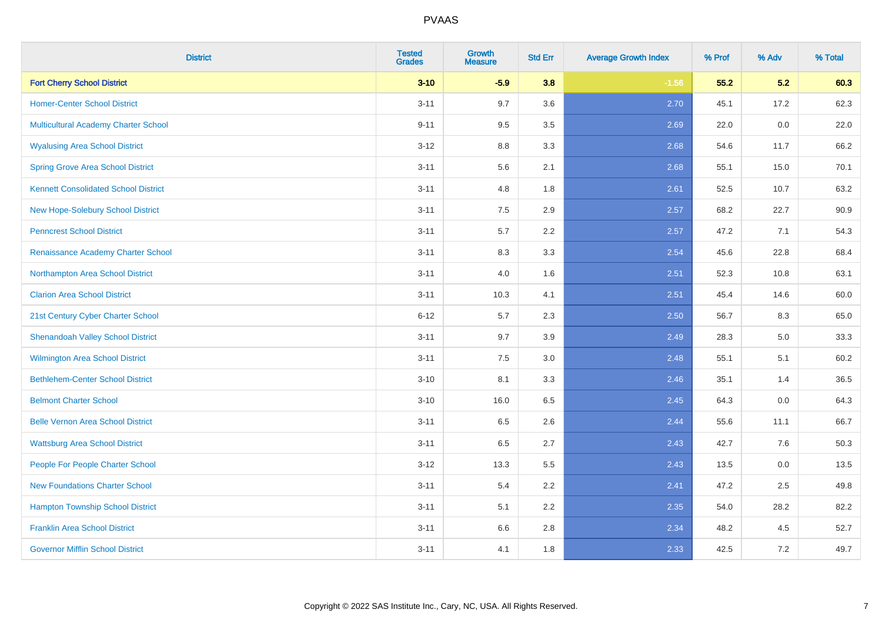# PVAAS

| District | Tested Grades | Growth Measure | Std Err | Average Growth Index | % Prof | % Adv | % Total |
|---|---|---|---|---|---|---|---|
| **Fort Cherry School District** | **3-10** | **-5.9** | **3.8** | **-1.56** | **55.2** | **5.2** | **60.3** |
| Homer-Center School District | 3-11 | 9.7 | 3.6 | 2.70 | 45.1 | 17.2 | 62.3 |
| Multicultural Academy Charter School | 9-11 | 9.5 | 3.5 | 2.69 | 22.0 | 0.0 | 22.0 |
| Wyalusing Area School District | 3-12 | 8.8 | 3.3 | 2.68 | 54.6 | 11.7 | 66.2 |
| Spring Grove Area School District | 3-11 | 5.6 | 2.1 | 2.68 | 55.1 | 15.0 | 70.1 |
| Kennett Consolidated School District | 3-11 | 4.8 | 1.8 | 2.61 | 52.5 | 10.7 | 63.2 |
| New Hope-Solebury School District | 3-11 | 7.5 | 2.9 | 2.57 | 68.2 | 22.7 | 90.9 |
| Penncrest School District | 3-11 | 5.7 | 2.2 | 2.57 | 47.2 | 7.1 | 54.3 |
| Renaissance Academy Charter School | 3-11 | 8.3 | 3.3 | 2.54 | 45.6 | 22.8 | 68.4 |
| Northampton Area School District | 3-11 | 4.0 | 1.6 | 2.51 | 52.3 | 10.8 | 63.1 |
| Clarion Area School District | 3-11 | 10.3 | 4.1 | 2.51 | 45.4 | 14.6 | 60.0 |
| 21st Century Cyber Charter School | 6-12 | 5.7 | 2.3 | 2.50 | 56.7 | 8.3 | 65.0 |
| Shenandoah Valley School District | 3-11 | 9.7 | 3.9 | 2.49 | 28.3 | 5.0 | 33.3 |
| Wilmington Area School District | 3-11 | 7.5 | 3.0 | 2.48 | 55.1 | 5.1 | 60.2 |
| Bethlehem-Center School District | 3-10 | 8.1 | 3.3 | 2.46 | 35.1 | 1.4 | 36.5 |
| Belmont Charter School | 3-10 | 16.0 | 6.5 | 2.45 | 64.3 | 0.0 | 64.3 |
| Belle Vernon Area School District | 3-11 | 6.5 | 2.6 | 2.44 | 55.6 | 11.1 | 66.7 |
| Wattsburg Area School District | 3-11 | 6.5 | 2.7 | 2.43 | 42.7 | 7.6 | 50.3 |
| People For People Charter School | 3-12 | 13.3 | 5.5 | 2.43 | 13.5 | 0.0 | 13.5 |
| New Foundations Charter School | 3-11 | 5.4 | 2.2 | 2.41 | 47.2 | 2.5 | 49.8 |
| Hampton Township School District | 3-11 | 5.1 | 2.2 | 2.35 | 54.0 | 28.2 | 82.2 |
| Franklin Area School District | 3-11 | 6.6 | 2.8 | 2.34 | 48.2 | 4.5 | 52.7 |
| Governor Mifflin School District | 3-11 | 4.1 | 1.8 | 2.33 | 42.5 | 7.2 | 49.7 |

Copyright © 2022 SAS Institute Inc., Cary, NC, USA. All Rights Reserved.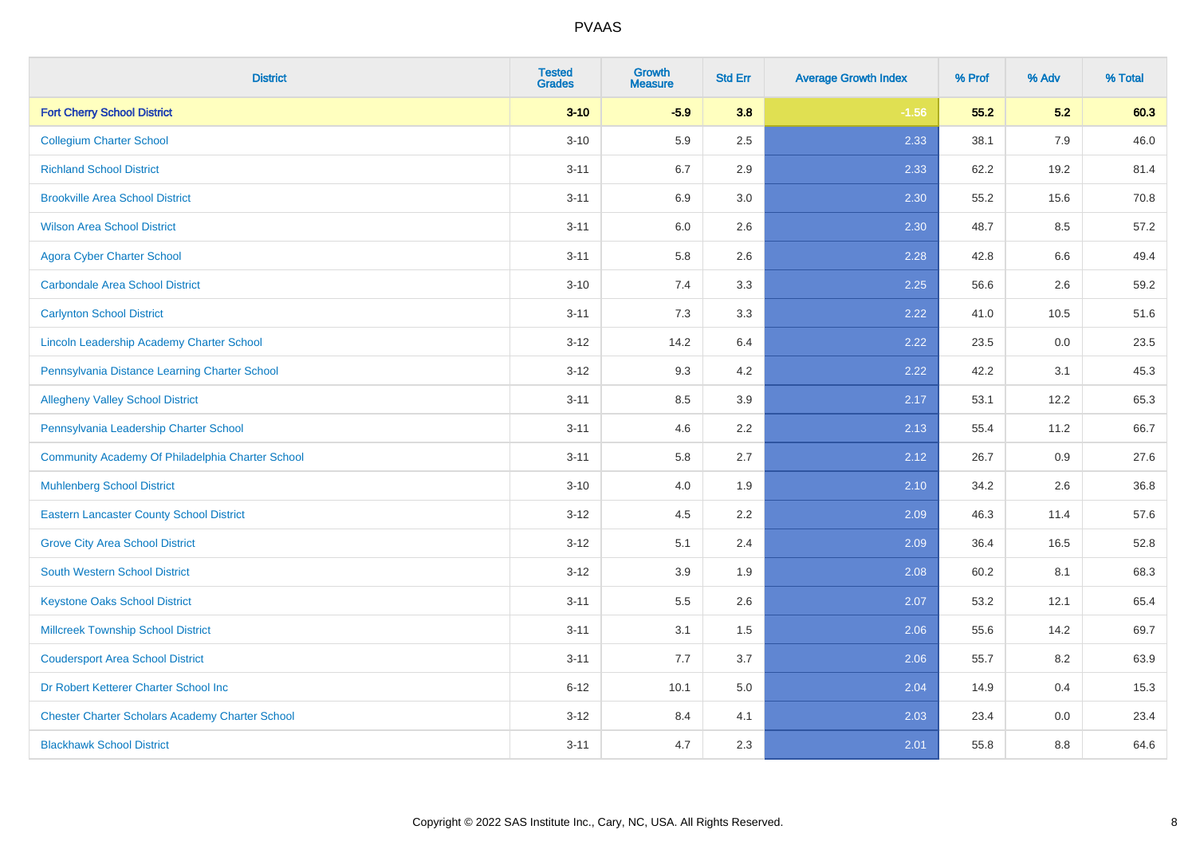| District | Tested Grades | Growth Measure | Std Err | Average Growth Index | % Prof | % Adv | % Total |
|---|---|---|---|---|---|---|---|
| **Fort Cherry School District** | **3-10** | **-5.9** | **3.8** | **-1.56** | **55.2** | **5.2** | **60.3** |
| Collegium Charter School | 3-10 | 5.9 | 2.5 | 2.33 | 38.1 | 7.9 | 46.0 |
| Richland School District | 3-11 | 6.7 | 2.9 | 2.33 | 62.2 | 19.2 | 81.4 |
| Brookville Area School District | 3-11 | 6.9 | 3.0 | 2.30 | 55.2 | 15.6 | 70.8 |
| Wilson Area School District | 3-11 | 6.0 | 2.6 | 2.30 | 48.7 | 8.5 | 57.2 |
| Agora Cyber Charter School | 3-11 | 5.8 | 2.6 | 2.28 | 42.8 | 6.6 | 49.4 |
| Carbondale Area School District | 3-10 | 7.4 | 3.3 | 2.25 | 56.6 | 2.6 | 59.2 |
| Carlynton School District | 3-11 | 7.3 | 3.3 | 2.22 | 41.0 | 10.5 | 51.6 |
| Lincoln Leadership Academy Charter School | 3-12 | 14.2 | 6.4 | 2.22 | 23.5 | 0.0 | 23.5 |
| Pennsylvania Distance Learning Charter School | 3-12 | 9.3 | 4.2 | 2.22 | 42.2 | 3.1 | 45.3 |
| Allegheny Valley School District | 3-11 | 8.5 | 3.9 | 2.17 | 53.1 | 12.2 | 65.3 |
| Pennsylvania Leadership Charter School | 3-11 | 4.6 | 2.2 | 2.13 | 55.4 | 11.2 | 66.7 |
| Community Academy Of Philadelphia Charter School | 3-11 | 5.8 | 2.7 | 2.12 | 26.7 | 0.9 | 27.6 |
| Muhlenberg School District | 3-10 | 4.0 | 1.9 | 2.10 | 34.2 | 2.6 | 36.8 |
| Eastern Lancaster County School District | 3-12 | 4.5 | 2.2 | 2.09 | 46.3 | 11.4 | 57.6 |
| Grove City Area School District | 3-12 | 5.1 | 2.4 | 2.09 | 36.4 | 16.5 | 52.8 |
| South Western School District | 3-12 | 3.9 | 1.9 | 2.08 | 60.2 | 8.1 | 68.3 |
| Keystone Oaks School District | 3-11 | 5.5 | 2.6 | 2.07 | 53.2 | 12.1 | 65.4 |
| Millcreek Township School District | 3-11 | 3.1 | 1.5 | 2.06 | 55.6 | 14.2 | 69.7 |
| Coudersport Area School District | 3-11 | 7.7 | 3.7 | 2.06 | 55.7 | 8.2 | 63.9 |
| Dr Robert Ketterer Charter School Inc | 6-12 | 10.1 | 5.0 | 2.04 | 14.9 | 0.4 | 15.3 |
| Chester Charter Scholars Academy Charter School | 3-12 | 8.4 | 4.1 | 2.03 | 23.4 | 0.0 | 23.4 |
| Blackhawk School District | 3-11 | 4.7 | 2.3 | 2.01 | 55.8 | 8.8 | 64.6 |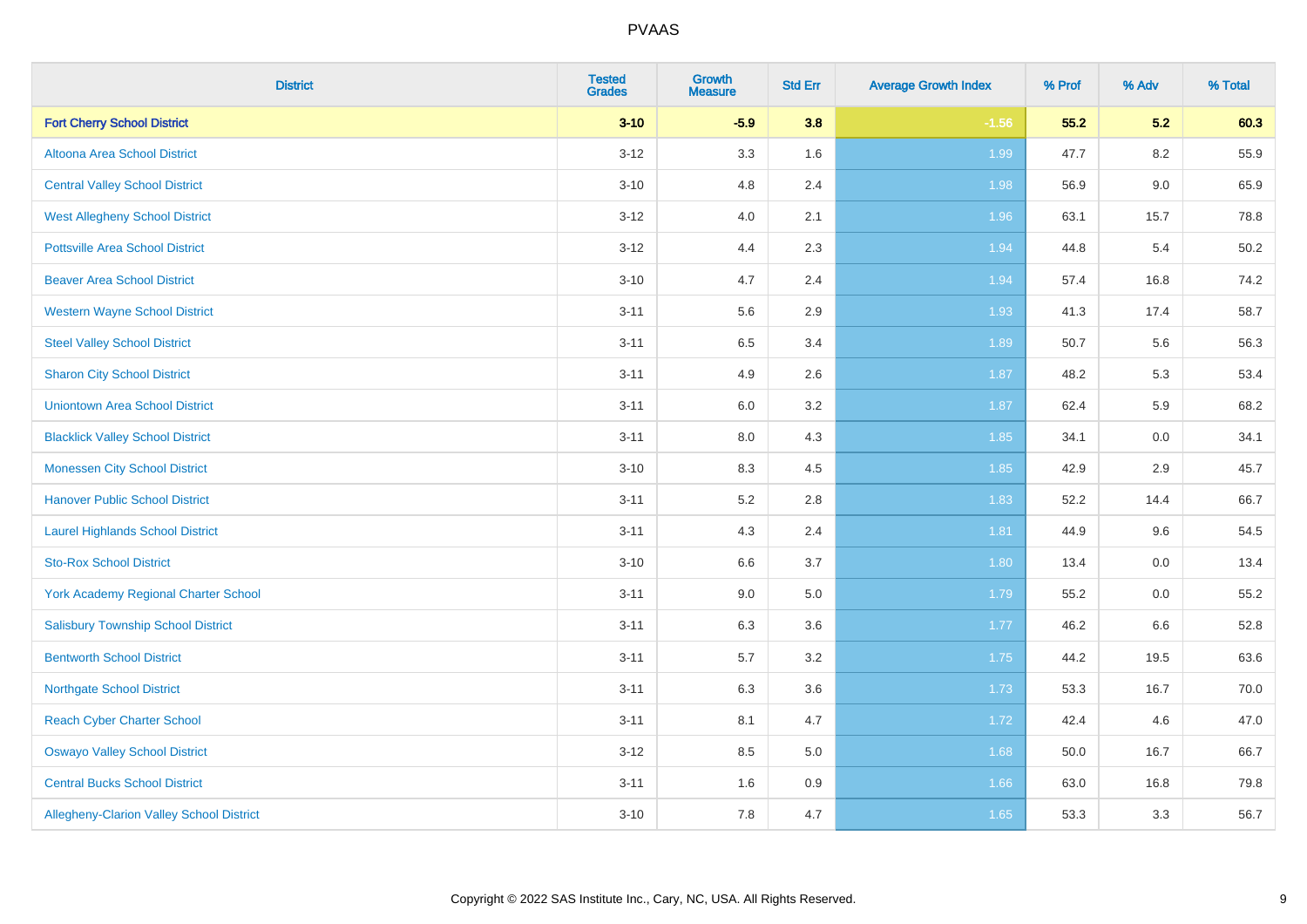| District | Tested Grades | Growth Measure | Std Err | Average Growth Index | % Prof | % Adv | % Total |
|---|---|---|---|---|---|---|---|
| **Fort Cherry School District** | **3-10** | **-5.9** | **3.8** | **-1.56** | **55.2** | **5.2** | **60.3** |
| Altoona Area School District | 3-12 | 3.3 | 1.6 | 1.99 | 47.7 | 8.2 | 55.9 |
| Central Valley School District | 3-10 | 4.8 | 2.4 | 1.98 | 56.9 | 9.0 | 65.9 |
| West Allegheny School District | 3-12 | 4.0 | 2.1 | 1.96 | 63.1 | 15.7 | 78.8 |
| Pottsville Area School District | 3-12 | 4.4 | 2.3 | 1.94 | 44.8 | 5.4 | 50.2 |
| Beaver Area School District | 3-10 | 4.7 | 2.4 | 1.94 | 57.4 | 16.8 | 74.2 |
| Western Wayne School District | 3-11 | 5.6 | 2.9 | 1.93 | 41.3 | 17.4 | 58.7 |
| Steel Valley School District | 3-11 | 6.5 | 3.4 | 1.89 | 50.7 | 5.6 | 56.3 |
| Sharon City School District | 3-11 | 4.9 | 2.6 | 1.87 | 48.2 | 5.3 | 53.4 |
| Uniontown Area School District | 3-11 | 6.0 | 3.2 | 1.87 | 62.4 | 5.9 | 68.2 |
| Blacklick Valley School District | 3-11 | 8.0 | 4.3 | 1.85 | 34.1 | 0.0 | 34.1 |
| Monessen City School District | 3-10 | 8.3 | 4.5 | 1.85 | 42.9 | 2.9 | 45.7 |
| Hanover Public School District | 3-11 | 5.2 | 2.8 | 1.83 | 52.2 | 14.4 | 66.7 |
| Laurel Highlands School District | 3-11 | 4.3 | 2.4 | 1.81 | 44.9 | 9.6 | 54.5 |
| Sto-Rox School District | 3-10 | 6.6 | 3.7 | 1.80 | 13.4 | 0.0 | 13.4 |
| York Academy Regional Charter School | 3-11 | 9.0 | 5.0 | 1.79 | 55.2 | 0.0 | 55.2 |
| Salisbury Township School District | 3-11 | 6.3 | 3.6 | 1.77 | 46.2 | 6.6 | 52.8 |
| Bentworth School District | 3-11 | 5.7 | 3.2 | 1.75 | 44.2 | 19.5 | 63.6 |
| Northgate School District | 3-11 | 6.3 | 3.6 | 1.73 | 53.3 | 16.7 | 70.0 |
| Reach Cyber Charter School | 3-11 | 8.1 | 4.7 | 1.72 | 42.4 | 4.6 | 47.0 |
| Oswayo Valley School District | 3-12 | 8.5 | 5.0 | 1.68 | 50.0 | 16.7 | 66.7 |
| Central Bucks School District | 3-11 | 1.6 | 0.9 | 1.66 | 63.0 | 16.8 | 79.8 |
| Allegheny-Clarion Valley School District | 3-10 | 7.8 | 4.7 | 1.65 | 53.3 | 3.3 | 56.7 |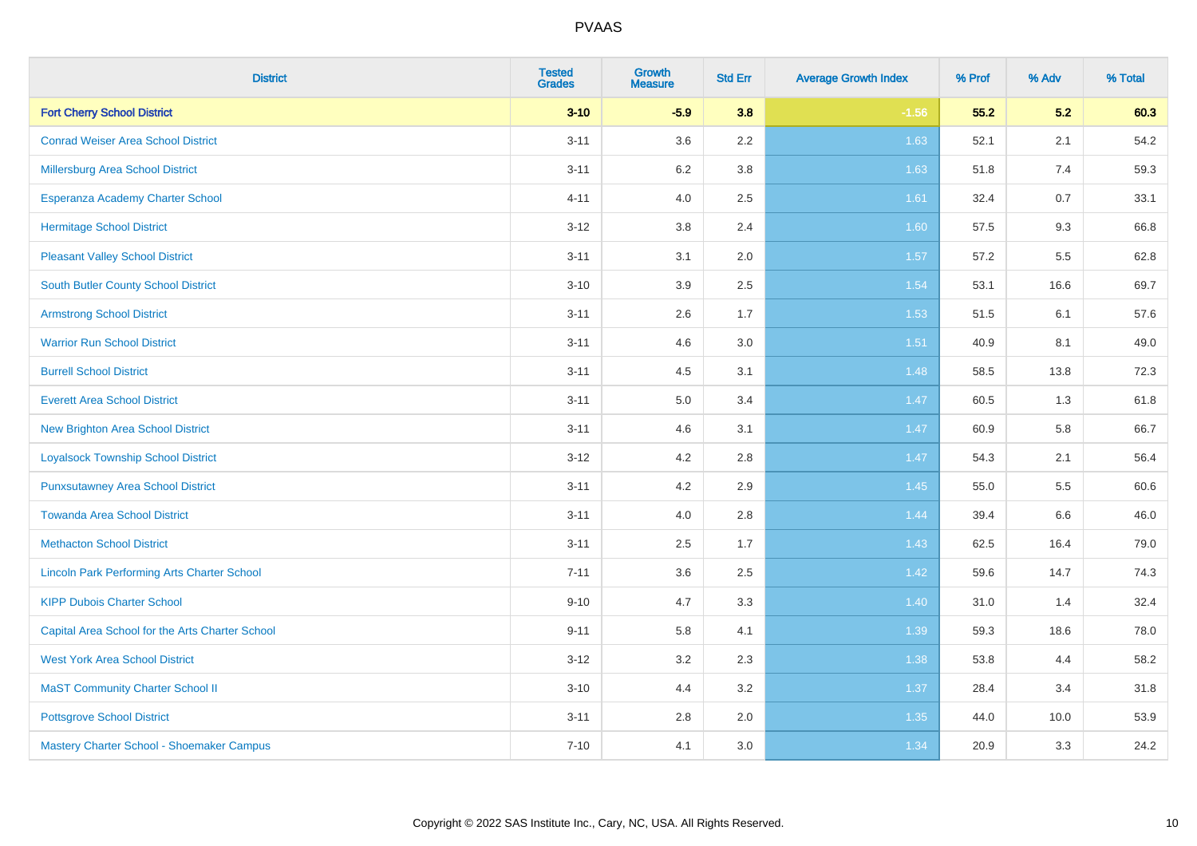| District | Tested Grades | Growth Measure | Std Err | Average Growth Index | % Prof | % Adv | % Total |
|---|---|---|---|---|---|---|---|
| **Fort Cherry School District** | **3-10** | **-5.9** | **3.8** | **-1.56** | **55.2** | **5.2** | **60.3** |
| Conrad Weiser Area School District | 3-11 | 3.6 | 2.2 | 1.63 | 52.1 | 2.1 | 54.2 |
| Millersburg Area School District | 3-11 | 6.2 | 3.8 | 1.63 | 51.8 | 7.4 | 59.3 |
| Esperanza Academy Charter School | 4-11 | 4.0 | 2.5 | 1.61 | 32.4 | 0.7 | 33.1 |
| Hermitage School District | 3-12 | 3.8 | 2.4 | 1.60 | 57.5 | 9.3 | 66.8 |
| Pleasant Valley School District | 3-11 | 3.1 | 2.0 | 1.57 | 57.2 | 5.5 | 62.8 |
| South Butler County School District | 3-10 | 3.9 | 2.5 | 1.54 | 53.1 | 16.6 | 69.7 |
| Armstrong School District | 3-11 | 2.6 | 1.7 | 1.53 | 51.5 | 6.1 | 57.6 |
| Warrior Run School District | 3-11 | 4.6 | 3.0 | 1.51 | 40.9 | 8.1 | 49.0 |
| Burrell School District | 3-11 | 4.5 | 3.1 | 1.48 | 58.5 | 13.8 | 72.3 |
| Everett Area School District | 3-11 | 5.0 | 3.4 | 1.47 | 60.5 | 1.3 | 61.8 |
| New Brighton Area School District | 3-11 | 4.6 | 3.1 | 1.47 | 60.9 | 5.8 | 66.7 |
| Loyalsock Township School District | 3-12 | 4.2 | 2.8 | 1.47 | 54.3 | 2.1 | 56.4 |
| Punxsutawney Area School District | 3-11 | 4.2 | 2.9 | 1.45 | 55.0 | 5.5 | 60.6 |
| Towanda Area School District | 3-11 | 4.0 | 2.8 | 1.44 | 39.4 | 6.6 | 46.0 |
| Methacton School District | 3-11 | 2.5 | 1.7 | 1.43 | 62.5 | 16.4 | 79.0 |
| Lincoln Park Performing Arts Charter School | 7-11 | 3.6 | 2.5 | 1.42 | 59.6 | 14.7 | 74.3 |
| KIPP Dubois Charter School | 9-10 | 4.7 | 3.3 | 1.40 | 31.0 | 1.4 | 32.4 |
| Capital Area School for the Arts Charter School | 9-11 | 5.8 | 4.1 | 1.39 | 59.3 | 18.6 | 78.0 |
| West York Area School District | 3-12 | 3.2 | 2.3 | 1.38 | 53.8 | 4.4 | 58.2 |
| MaST Community Charter School II | 3-10 | 4.4 | 3.2 | 1.37 | 28.4 | 3.4 | 31.8 |
| Pottsgrove School District | 3-11 | 2.8 | 2.0 | 1.35 | 44.0 | 10.0 | 53.9 |
| Mastery Charter School - Shoemaker Campus | 7-10 | 4.1 | 3.0 | 1.34 | 20.9 | 3.3 | 24.2 |

Copyright © 2022 SAS Institute Inc., Cary, NC, USA. All Rights Reserved.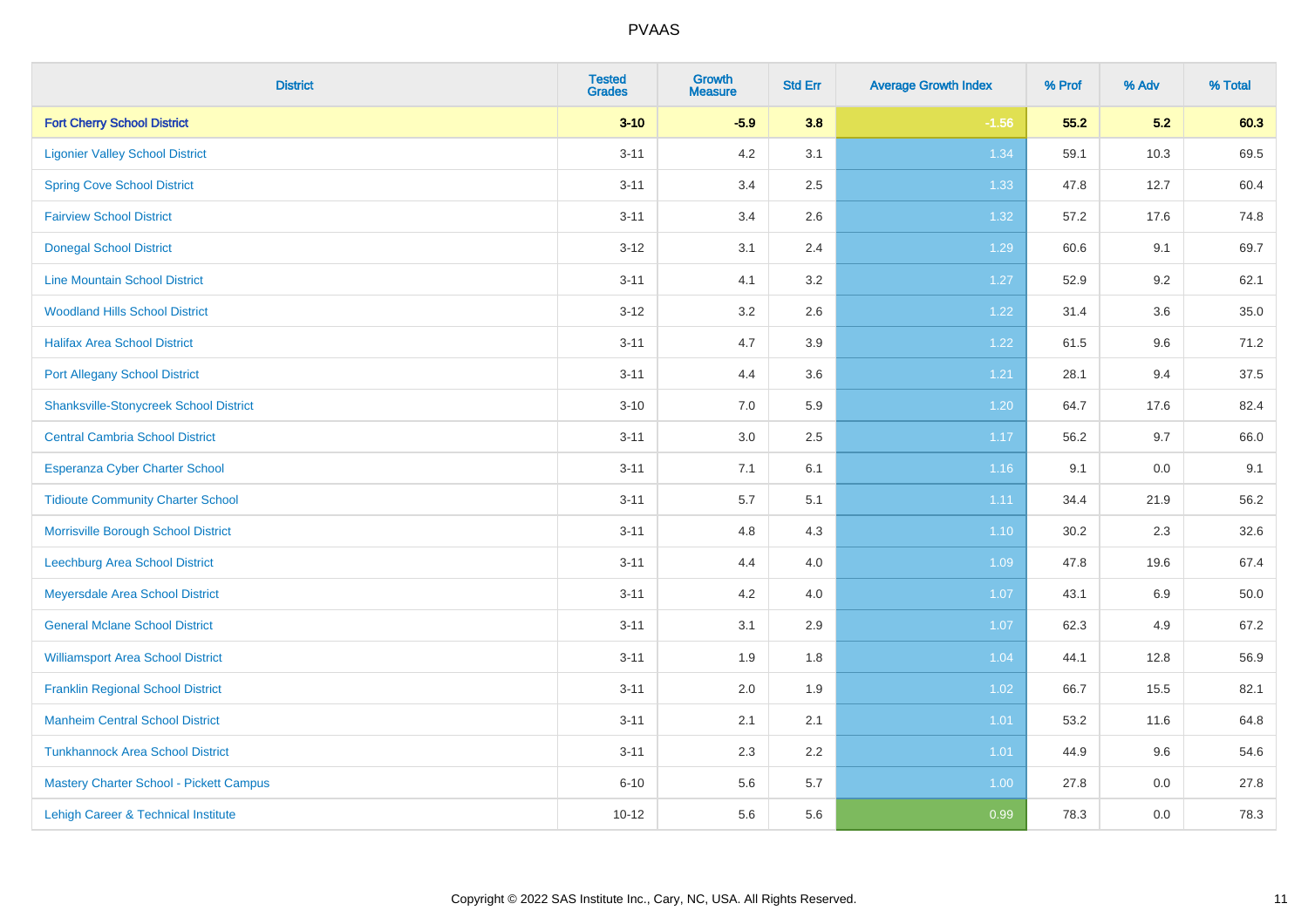PVAAS

| District | Tested Grades | Growth Measure | Std Err | Average Growth Index | % Prof | % Adv | % Total |
|---|---|---|---|---|---|---|---|
| **Fort Cherry School District** | **3-10** | **-5.9** | **3.8** | **-1.56** | **55.2** | **5.2** | **60.3** |
| Ligonier Valley School District | 3-11 | 4.2 | 3.1 | 1.34 | 59.1 | 10.3 | 69.5 |
| Spring Cove School District | 3-11 | 3.4 | 2.5 | 1.33 | 47.8 | 12.7 | 60.4 |
| Fairview School District | 3-11 | 3.4 | 2.6 | 1.32 | 57.2 | 17.6 | 74.8 |
| Donegal School District | 3-12 | 3.1 | 2.4 | 1.29 | 60.6 | 9.1 | 69.7 |
| Line Mountain School District | 3-11 | 4.1 | 3.2 | 1.27 | 52.9 | 9.2 | 62.1 |
| Woodland Hills School District | 3-12 | 3.2 | 2.6 | 1.22 | 31.4 | 3.6 | 35.0 |
| Halifax Area School District | 3-11 | 4.7 | 3.9 | 1.22 | 61.5 | 9.6 | 71.2 |
| Port Allegany School District | 3-11 | 4.4 | 3.6 | 1.21 | 28.1 | 9.4 | 37.5 |
| Shanksville-Stonycreek School District | 3-10 | 7.0 | 5.9 | 1.20 | 64.7 | 17.6 | 82.4 |
| Central Cambria School District | 3-11 | 3.0 | 2.5 | 1.17 | 56.2 | 9.7 | 66.0 |
| Esperanza Cyber Charter School | 3-11 | 7.1 | 6.1 | 1.16 | 9.1 | 0.0 | 9.1 |
| Tidioute Community Charter School | 3-11 | 5.7 | 5.1 | 1.11 | 34.4 | 21.9 | 56.2 |
| Morrisville Borough School District | 3-11 | 4.8 | 4.3 | 1.10 | 30.2 | 2.3 | 32.6 |
| Leechburg Area School District | 3-11 | 4.4 | 4.0 | 1.09 | 47.8 | 19.6 | 67.4 |
| Meyersdale Area School District | 3-11 | 4.2 | 4.0 | 1.07 | 43.1 | 6.9 | 50.0 |
| General Mclane School District | 3-11 | 3.1 | 2.9 | 1.07 | 62.3 | 4.9 | 67.2 |
| Williamsport Area School District | 3-11 | 1.9 | 1.8 | 1.04 | 44.1 | 12.8 | 56.9 |
| Franklin Regional School District | 3-11 | 2.0 | 1.9 | 1.02 | 66.7 | 15.5 | 82.1 |
| Manheim Central School District | 3-11 | 2.1 | 2.1 | 1.01 | 53.2 | 11.6 | 64.8 |
| Tunkhannock Area School District | 3-11 | 2.3 | 2.2 | 1.01 | 44.9 | 9.6 | 54.6 |
| Mastery Charter School - Pickett Campus | 6-10 | 5.6 | 5.7 | 1.00 | 27.8 | 0.0 | 27.8 |
| Lehigh Career & Technical Institute | 10-12 | 5.6 | 5.6 | 0.99 | 78.3 | 0.0 | 78.3 |

Copyright © 2022 SAS Institute Inc., Cary, NC, USA. All Rights Reserved.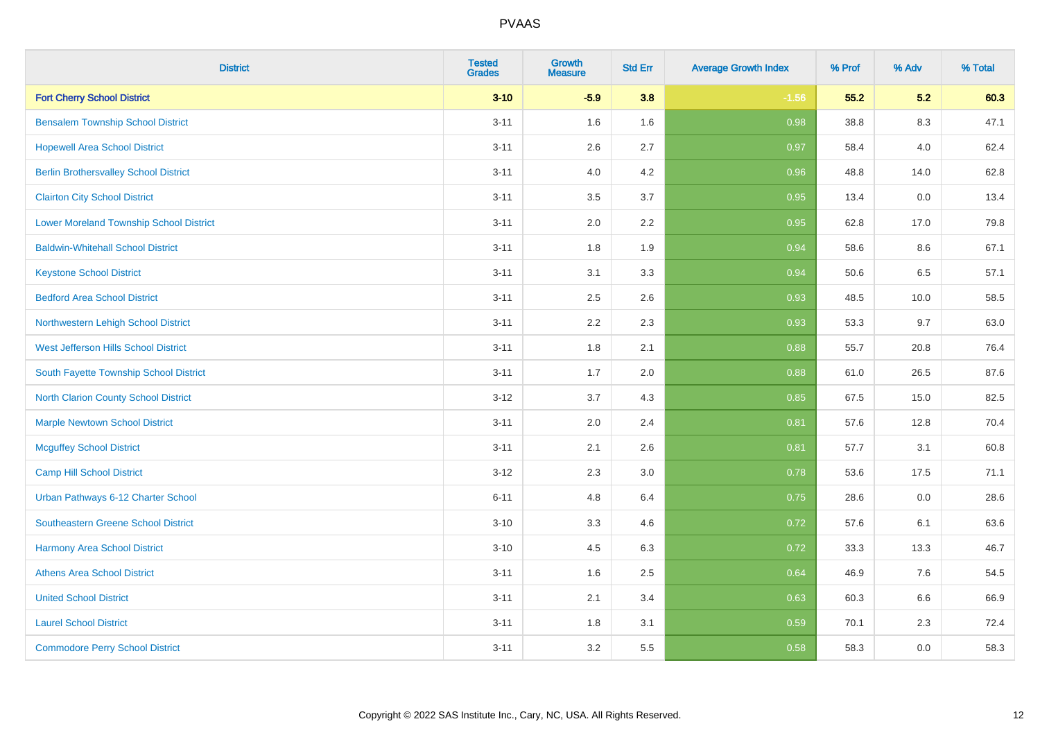| District | Tested Grades | Growth Measure | Std Err | Average Growth Index | % Prof | % Adv | % Total |
|---|---|---|---|---|---|---|---|
| **Fort Cherry School District** | **3-10** | **-5.9** | **3.8** | **-1.56** | **55.2** | **5.2** | **60.3** |
| Bensalem Township School District | 3-11 | 1.6 | 1.6 | 0.98 | 38.8 | 8.3 | 47.1 |
| Hopewell Area School District | 3-11 | 2.6 | 2.7 | 0.97 | 58.4 | 4.0 | 62.4 |
| Berlin Brothersvalley School District | 3-11 | 4.0 | 4.2 | 0.96 | 48.8 | 14.0 | 62.8 |
| Clairton City School District | 3-11 | 3.5 | 3.7 | 0.95 | 13.4 | 0.0 | 13.4 |
| Lower Moreland Township School District | 3-11 | 2.0 | 2.2 | 0.95 | 62.8 | 17.0 | 79.8 |
| Baldwin-Whitehall School District | 3-11 | 1.8 | 1.9 | 0.94 | 58.6 | 8.6 | 67.1 |
| Keystone School District | 3-11 | 3.1 | 3.3 | 0.94 | 50.6 | 6.5 | 57.1 |
| Bedford Area School District | 3-11 | 2.5 | 2.6 | 0.93 | 48.5 | 10.0 | 58.5 |
| Northwestern Lehigh School District | 3-11 | 2.2 | 2.3 | 0.93 | 53.3 | 9.7 | 63.0 |
| West Jefferson Hills School District | 3-11 | 1.8 | 2.1 | 0.88 | 55.7 | 20.8 | 76.4 |
| South Fayette Township School District | 3-11 | 1.7 | 2.0 | 0.88 | 61.0 | 26.5 | 87.6 |
| North Clarion County School District | 3-12 | 3.7 | 4.3 | 0.85 | 67.5 | 15.0 | 82.5 |
| Marple Newtown School District | 3-11 | 2.0 | 2.4 | 0.81 | 57.6 | 12.8 | 70.4 |
| Mcguffey School District | 3-11 | 2.1 | 2.6 | 0.81 | 57.7 | 3.1 | 60.8 |
| Camp Hill School District | 3-12 | 2.3 | 3.0 | 0.78 | 53.6 | 17.5 | 71.1 |
| Urban Pathways 6-12 Charter School | 6-11 | 4.8 | 6.4 | 0.75 | 28.6 | 0.0 | 28.6 |
| Southeastern Greene School District | 3-10 | 3.3 | 4.6 | 0.72 | 57.6 | 6.1 | 63.6 |
| Harmony Area School District | 3-10 | 4.5 | 6.3 | 0.72 | 33.3 | 13.3 | 46.7 |
| Athens Area School District | 3-11 | 1.6 | 2.5 | 0.64 | 46.9 | 7.6 | 54.5 |
| United School District | 3-11 | 2.1 | 3.4 | 0.63 | 60.3 | 6.6 | 66.9 |
| Laurel School District | 3-11 | 1.8 | 3.1 | 0.59 | 70.1 | 2.3 | 72.4 |
| Commodore Perry School District | 3-11 | 3.2 | 5.5 | 0.58 | 58.3 | 0.0 | 58.3 |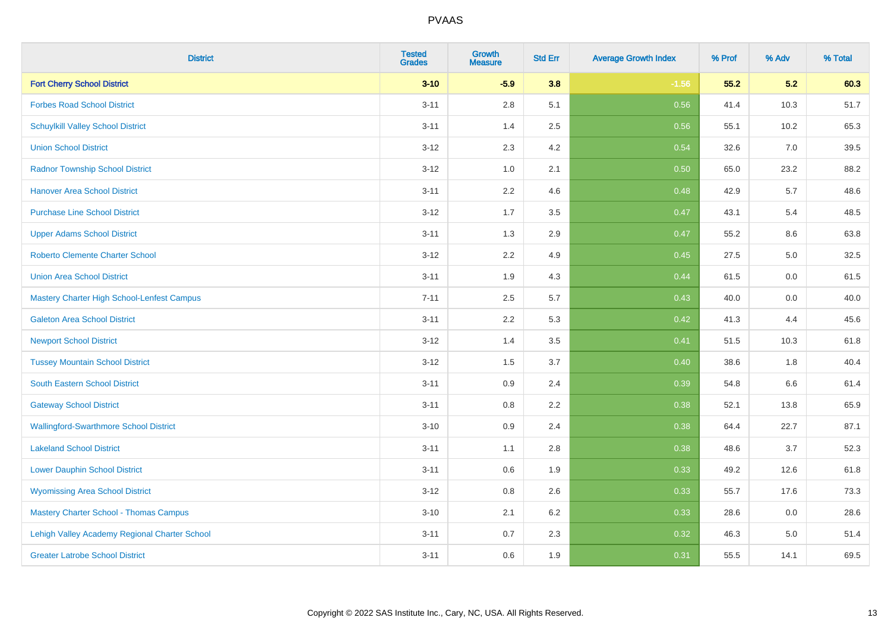# PVAAS

| District | Tested Grades | Growth Measure | Std Err | Average Growth Index | % Prof | % Adv | % Total |
|---|---|---|---|---|---|---|---|
| **Fort Cherry School District** | **3-10** | **-5.9** | **3.8** | **-1.56** | **55.2** | **5.2** | **60.3** |
| Forbes Road School District | 3-11 | 2.8 | 5.1 | 0.56 | 41.4 | 10.3 | 51.7 |
| Schuylkill Valley School District | 3-11 | 1.4 | 2.5 | 0.56 | 55.1 | 10.2 | 65.3 |
| Union School District | 3-12 | 2.3 | 4.2 | 0.54 | 32.6 | 7.0 | 39.5 |
| Radnor Township School District | 3-12 | 1.0 | 2.1 | 0.50 | 65.0 | 23.2 | 88.2 |
| Hanover Area School District | 3-11 | 2.2 | 4.6 | 0.48 | 42.9 | 5.7 | 48.6 |
| Purchase Line School District | 3-12 | 1.7 | 3.5 | 0.47 | 43.1 | 5.4 | 48.5 |
| Upper Adams School District | 3-11 | 1.3 | 2.9 | 0.47 | 55.2 | 8.6 | 63.8 |
| Roberto Clemente Charter School | 3-12 | 2.2 | 4.9 | 0.45 | 27.5 | 5.0 | 32.5 |
| Union Area School District | 3-11 | 1.9 | 4.3 | 0.44 | 61.5 | 0.0 | 61.5 |
| Mastery Charter High School-Lenfest Campus | 7-11 | 2.5 | 5.7 | 0.43 | 40.0 | 0.0 | 40.0 |
| Galeton Area School District | 3-11 | 2.2 | 5.3 | 0.42 | 41.3 | 4.4 | 45.6 |
| Newport School District | 3-12 | 1.4 | 3.5 | 0.41 | 51.5 | 10.3 | 61.8 |
| Tussey Mountain School District | 3-12 | 1.5 | 3.7 | 0.40 | 38.6 | 1.8 | 40.4 |
| South Eastern School District | 3-11 | 0.9 | 2.4 | 0.39 | 54.8 | 6.6 | 61.4 |
| Gateway School District | 3-11 | 0.8 | 2.2 | 0.38 | 52.1 | 13.8 | 65.9 |
| Wallingford-Swarthmore School District | 3-10 | 0.9 | 2.4 | 0.38 | 64.4 | 22.7 | 87.1 |
| Lakeland School District | 3-11 | 1.1 | 2.8 | 0.38 | 48.6 | 3.7 | 52.3 |
| Lower Dauphin School District | 3-11 | 0.6 | 1.9 | 0.33 | 49.2 | 12.6 | 61.8 |
| Wyomissing Area School District | 3-12 | 0.8 | 2.6 | 0.33 | 55.7 | 17.6 | 73.3 |
| Mastery Charter School - Thomas Campus | 3-10 | 2.1 | 6.2 | 0.33 | 28.6 | 0.0 | 28.6 |
| Lehigh Valley Academy Regional Charter School | 3-11 | 0.7 | 2.3 | 0.32 | 46.3 | 5.0 | 51.4 |
| Greater Latrobe School District | 3-11 | 0.6 | 1.9 | 0.31 | 55.5 | 14.1 | 69.5 |

Copyright © 2022 SAS Institute Inc., Cary, NC, USA. All Rights Reserved.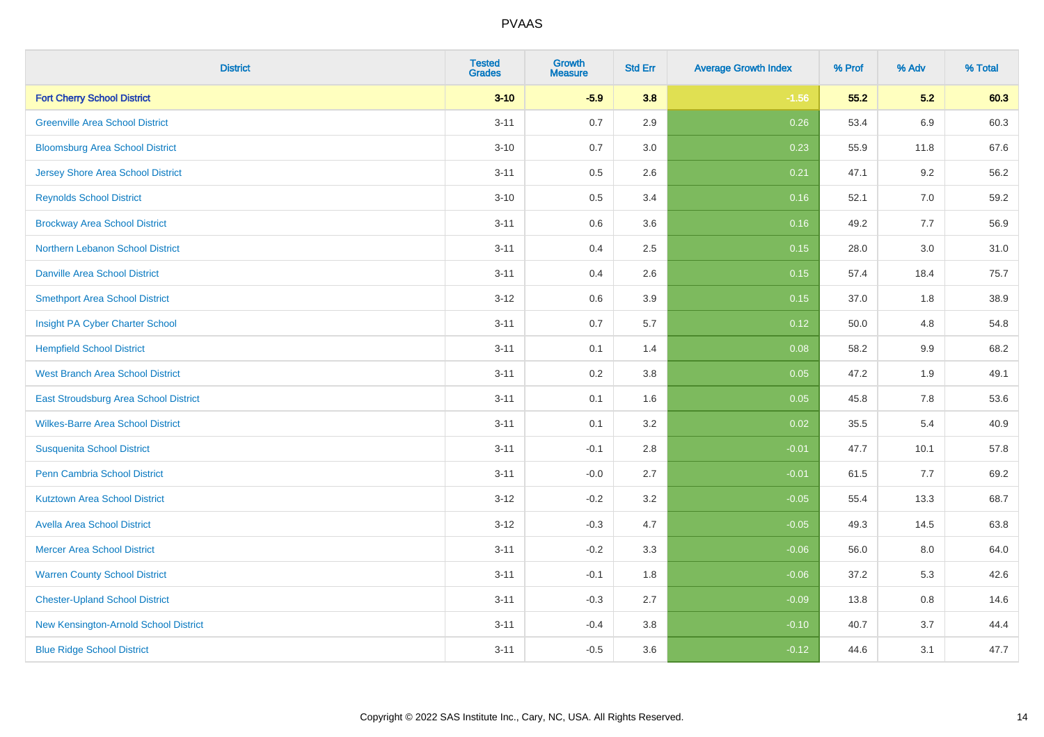| District | Tested Grades | Growth Measure | Std Err | Average Growth Index | % Prof | % Adv | % Total |
|---|---|---|---|---|---|---|---|
| **Fort Cherry School District** | **3-10** | **-5.9** | **3.8** | **-1.56** | **55.2** | **5.2** | **60.3** |
| Greenville Area School District | 3-11 | 0.7 | 2.9 | 0.26 | 53.4 | 6.9 | 60.3 |
| Bloomsburg Area School District | 3-10 | 0.7 | 3.0 | 0.23 | 55.9 | 11.8 | 67.6 |
| Jersey Shore Area School District | 3-11 | 0.5 | 2.6 | 0.21 | 47.1 | 9.2 | 56.2 |
| Reynolds School District | 3-10 | 0.5 | 3.4 | 0.16 | 52.1 | 7.0 | 59.2 |
| Brockway Area School District | 3-11 | 0.6 | 3.6 | 0.16 | 49.2 | 7.7 | 56.9 |
| Northern Lebanon School District | 3-11 | 0.4 | 2.5 | 0.15 | 28.0 | 3.0 | 31.0 |
| Danville Area School District | 3-11 | 0.4 | 2.6 | 0.15 | 57.4 | 18.4 | 75.7 |
| Smethport Area School District | 3-12 | 0.6 | 3.9 | 0.15 | 37.0 | 1.8 | 38.9 |
| Insight PA Cyber Charter School | 3-11 | 0.7 | 5.7 | 0.12 | 50.0 | 4.8 | 54.8 |
| Hempfield School District | 3-11 | 0.1 | 1.4 | 0.08 | 58.2 | 9.9 | 68.2 |
| West Branch Area School District | 3-11 | 0.2 | 3.8 | 0.05 | 47.2 | 1.9 | 49.1 |
| East Stroudsburg Area School District | 3-11 | 0.1 | 1.6 | 0.05 | 45.8 | 7.8 | 53.6 |
| Wilkes-Barre Area School District | 3-11 | 0.1 | 3.2 | 0.02 | 35.5 | 5.4 | 40.9 |
| Susquenita School District | 3-11 | -0.1 | 2.8 | -0.01 | 47.7 | 10.1 | 57.8 |
| Penn Cambria School District | 3-11 | -0.0 | 2.7 | -0.01 | 61.5 | 7.7 | 69.2 |
| Kutztown Area School District | 3-12 | -0.2 | 3.2 | -0.05 | 55.4 | 13.3 | 68.7 |
| Avella Area School District | 3-12 | -0.3 | 4.7 | -0.05 | 49.3 | 14.5 | 63.8 |
| Mercer Area School District | 3-11 | -0.2 | 3.3 | -0.06 | 56.0 | 8.0 | 64.0 |
| Warren County School District | 3-11 | -0.1 | 1.8 | -0.06 | 37.2 | 5.3 | 42.6 |
| Chester-Upland School District | 3-11 | -0.3 | 2.7 | -0.09 | 13.8 | 0.8 | 14.6 |
| New Kensington-Arnold School District | 3-11 | -0.4 | 3.8 | -0.10 | 40.7 | 3.7 | 44.4 |
| Blue Ridge School District | 3-11 | -0.5 | 3.6 | -0.12 | 44.6 | 3.1 | 47.7 |

Copyright © 2022 SAS Institute Inc., Cary, NC, USA. All Rights Reserved.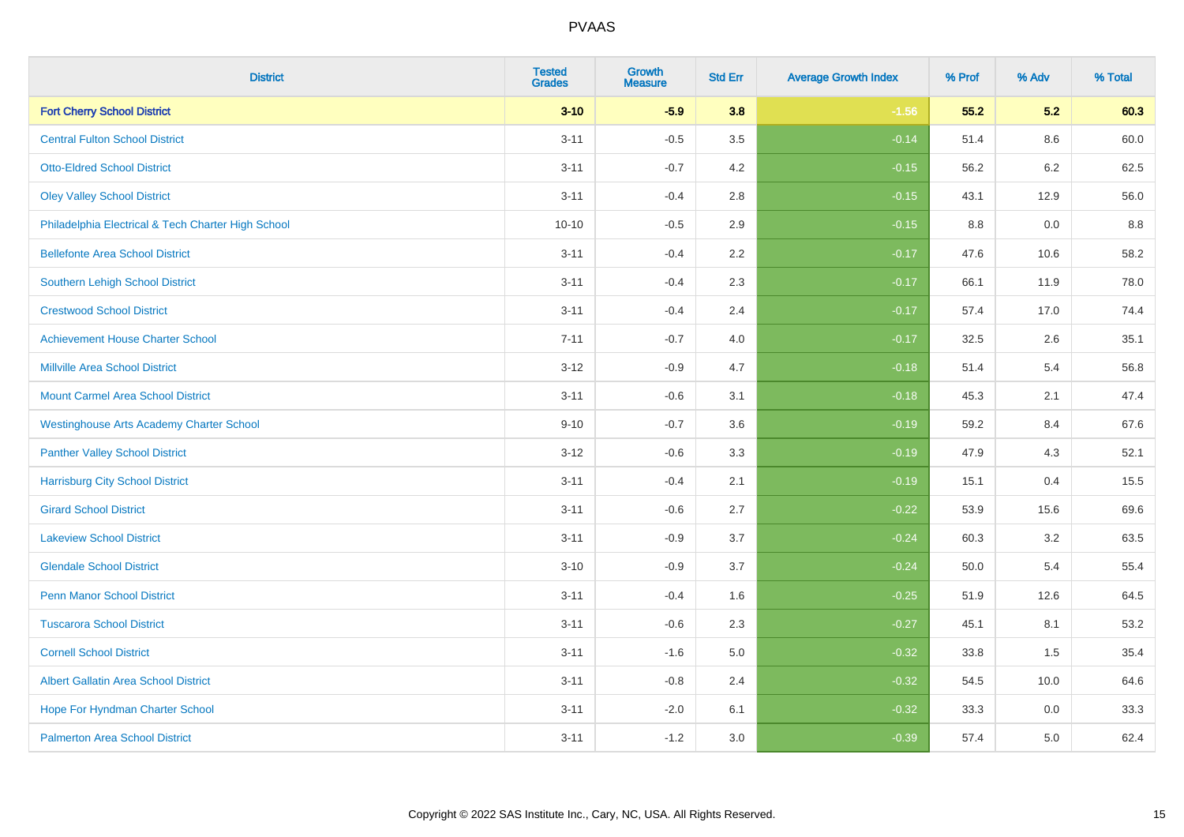| District | Tested Grades | Growth Measure | Std Err | Average Growth Index | % Prof | % Adv | % Total |
|---|---|---|---|---|---|---|---|
| **Fort Cherry School District** | **3-10** | **-5.9** | **3.8** | **-1.56** | **55.2** | **5.2** | **60.3** |
| Central Fulton School District | 3-11 | -0.5 | 3.5 | -0.14 | 51.4 | 8.6 | 60.0 |
| Otto-Eldred School District | 3-11 | -0.7 | 4.2 | -0.15 | 56.2 | 6.2 | 62.5 |
| Oley Valley School District | 3-11 | -0.4 | 2.8 | -0.15 | 43.1 | 12.9 | 56.0 |
| Philadelphia Electrical & Tech Charter High School | 10-10 | -0.5 | 2.9 | -0.15 | 8.8 | 0.0 | 8.8 |
| Bellefonte Area School District | 3-11 | -0.4 | 2.2 | -0.17 | 47.6 | 10.6 | 58.2 |
| Southern Lehigh School District | 3-11 | -0.4 | 2.3 | -0.17 | 66.1 | 11.9 | 78.0 |
| Crestwood School District | 3-11 | -0.4 | 2.4 | -0.17 | 57.4 | 17.0 | 74.4 |
| Achievement House Charter School | 7-11 | -0.7 | 4.0 | -0.17 | 32.5 | 2.6 | 35.1 |
| Millville Area School District | 3-12 | -0.9 | 4.7 | -0.18 | 51.4 | 5.4 | 56.8 |
| Mount Carmel Area School District | 3-11 | -0.6 | 3.1 | -0.18 | 45.3 | 2.1 | 47.4 |
| Westinghouse Arts Academy Charter School | 9-10 | -0.7 | 3.6 | -0.19 | 59.2 | 8.4 | 67.6 |
| Panther Valley School District | 3-12 | -0.6 | 3.3 | -0.19 | 47.9 | 4.3 | 52.1 |
| Harrisburg City School District | 3-11 | -0.4 | 2.1 | -0.19 | 15.1 | 0.4 | 15.5 |
| Girard School District | 3-11 | -0.6 | 2.7 | -0.22 | 53.9 | 15.6 | 69.6 |
| Lakeview School District | 3-11 | -0.9 | 3.7 | -0.24 | 60.3 | 3.2 | 63.5 |
| Glendale School District | 3-10 | -0.9 | 3.7 | -0.24 | 50.0 | 5.4 | 55.4 |
| Penn Manor School District | 3-11 | -0.4 | 1.6 | -0.25 | 51.9 | 12.6 | 64.5 |
| Tuscarora School District | 3-11 | -0.6 | 2.3 | -0.27 | 45.1 | 8.1 | 53.2 |
| Cornell School District | 3-11 | -1.6 | 5.0 | -0.32 | 33.8 | 1.5 | 35.4 |
| Albert Gallatin Area School District | 3-11 | -0.8 | 2.4 | -0.32 | 54.5 | 10.0 | 64.6 |
| Hope For Hyndman Charter School | 3-11 | -2.0 | 6.1 | -0.32 | 33.3 | 0.0 | 33.3 |
| Palmerton Area School District | 3-11 | -1.2 | 3.0 | -0.39 | 57.4 | 5.0 | 62.4 |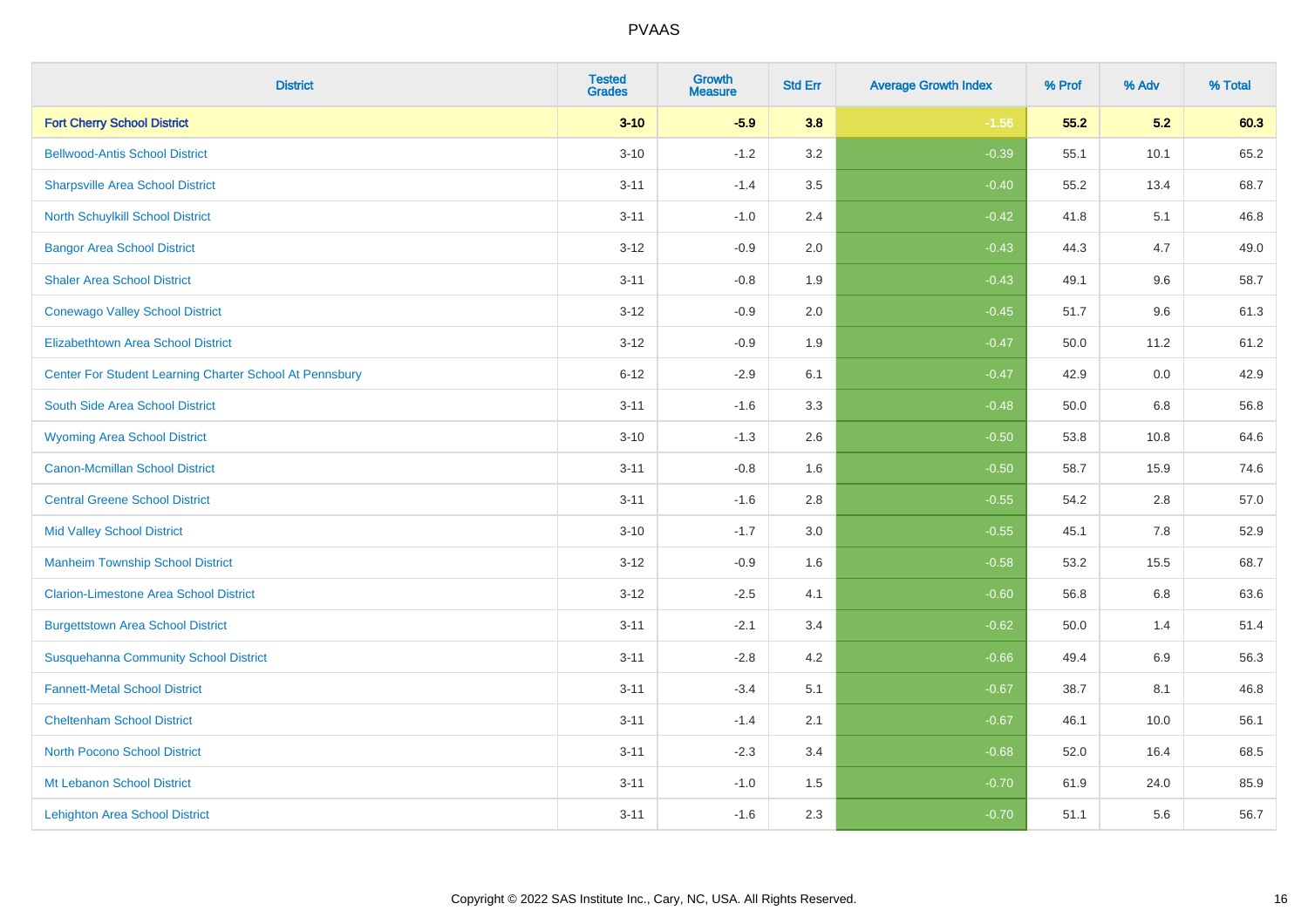PVAAS

| District | Tested Grades | Growth Measure | Std Err | Average Growth Index | % Prof | % Adv | % Total |
|---|---|---|---|---|---|---|---|
| **Fort Cherry School District** | **3-10** | **-5.9** | **3.8** | **-1.56** | **55.2** | **5.2** | **60.3** |
| Bellwood-Antis School District | 3-10 | -1.2 | 3.2 | -0.39 | 55.1 | 10.1 | 65.2 |
| Sharpsville Area School District | 3-11 | -1.4 | 3.5 | -0.40 | 55.2 | 13.4 | 68.7 |
| North Schuylkill School District | 3-11 | -1.0 | 2.4 | -0.42 | 41.8 | 5.1 | 46.8 |
| Bangor Area School District | 3-12 | -0.9 | 2.0 | -0.43 | 44.3 | 4.7 | 49.0 |
| Shaler Area School District | 3-11 | -0.8 | 1.9 | -0.43 | 49.1 | 9.6 | 58.7 |
| Conewago Valley School District | 3-12 | -0.9 | 2.0 | -0.45 | 51.7 | 9.6 | 61.3 |
| Elizabethtown Area School District | 3-12 | -0.9 | 1.9 | -0.47 | 50.0 | 11.2 | 61.2 |
| Center For Student Learning Charter School At Pennsbury | 6-12 | -2.9 | 6.1 | -0.47 | 42.9 | 0.0 | 42.9 |
| South Side Area School District | 3-11 | -1.6 | 3.3 | -0.48 | 50.0 | 6.8 | 56.8 |
| Wyoming Area School District | 3-10 | -1.3 | 2.6 | -0.50 | 53.8 | 10.8 | 64.6 |
| Canon-Mcmillan School District | 3-11 | -0.8 | 1.6 | -0.50 | 58.7 | 15.9 | 74.6 |
| Central Greene School District | 3-11 | -1.6 | 2.8 | -0.55 | 54.2 | 2.8 | 57.0 |
| Mid Valley School District | 3-10 | -1.7 | 3.0 | -0.55 | 45.1 | 7.8 | 52.9 |
| Manheim Township School District | 3-12 | -0.9 | 1.6 | -0.58 | 53.2 | 15.5 | 68.7 |
| Clarion-Limestone Area School District | 3-12 | -2.5 | 4.1 | -0.60 | 56.8 | 6.8 | 63.6 |
| Burgettstown Area School District | 3-11 | -2.1 | 3.4 | -0.62 | 50.0 | 1.4 | 51.4 |
| Susquehanna Community School District | 3-11 | -2.8 | 4.2 | -0.66 | 49.4 | 6.9 | 56.3 |
| Fannett-Metal School District | 3-11 | -3.4 | 5.1 | -0.67 | 38.7 | 8.1 | 46.8 |
| Cheltenham School District | 3-11 | -1.4 | 2.1 | -0.67 | 46.1 | 10.0 | 56.1 |
| North Pocono School District | 3-11 | -2.3 | 3.4 | -0.68 | 52.0 | 16.4 | 68.5 |
| Mt Lebanon School District | 3-11 | -1.0 | 1.5 | -0.70 | 61.9 | 24.0 | 85.9 |
| Lehighton Area School District | 3-11 | -1.6 | 2.3 | -0.70 | 51.1 | 5.6 | 56.7 |

Copyright © 2022 SAS Institute Inc., Cary, NC, USA. All Rights Reserved.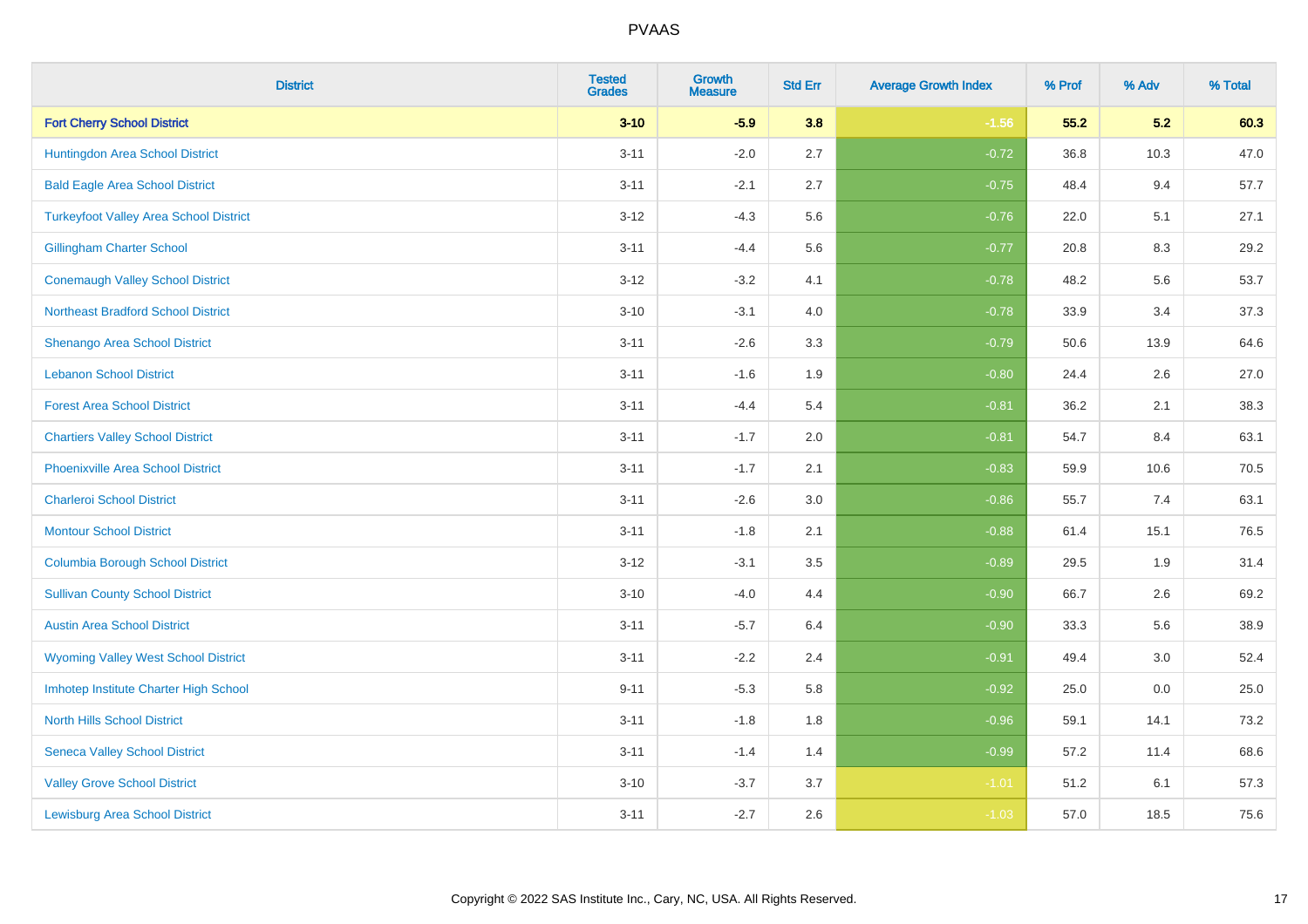| District | Tested Grades | Growth Measure | Std Err | Average Growth Index | % Prof | % Adv | % Total |
|---|---|---|---|---|---|---|---|
| **Fort Cherry School District** | **3-10** | **-5.9** | **3.8** | **-1.56** | **55.2** | **5.2** | **60.3** |
| Huntingdon Area School District | 3-11 | -2.0 | 2.7 | -0.72 | 36.8 | 10.3 | 47.0 |
| Bald Eagle Area School District | 3-11 | -2.1 | 2.7 | -0.75 | 48.4 | 9.4 | 57.7 |
| Turkeyfoot Valley Area School District | 3-12 | -4.3 | 5.6 | -0.76 | 22.0 | 5.1 | 27.1 |
| Gillingham Charter School | 3-11 | -4.4 | 5.6 | -0.77 | 20.8 | 8.3 | 29.2 |
| Conemaugh Valley School District | 3-12 | -3.2 | 4.1 | -0.78 | 48.2 | 5.6 | 53.7 |
| Northeast Bradford School District | 3-10 | -3.1 | 4.0 | -0.78 | 33.9 | 3.4 | 37.3 |
| Shenango Area School District | 3-11 | -2.6 | 3.3 | -0.79 | 50.6 | 13.9 | 64.6 |
| Lebanon School District | 3-11 | -1.6 | 1.9 | -0.80 | 24.4 | 2.6 | 27.0 |
| Forest Area School District | 3-11 | -4.4 | 5.4 | -0.81 | 36.2 | 2.1 | 38.3 |
| Chartiers Valley School District | 3-11 | -1.7 | 2.0 | -0.81 | 54.7 | 8.4 | 63.1 |
| Phoenixville Area School District | 3-11 | -1.7 | 2.1 | -0.83 | 59.9 | 10.6 | 70.5 |
| Charleroi School District | 3-11 | -2.6 | 3.0 | -0.86 | 55.7 | 7.4 | 63.1 |
| Montour School District | 3-11 | -1.8 | 2.1 | -0.88 | 61.4 | 15.1 | 76.5 |
| Columbia Borough School District | 3-12 | -3.1 | 3.5 | -0.89 | 29.5 | 1.9 | 31.4 |
| Sullivan County School District | 3-10 | -4.0 | 4.4 | -0.90 | 66.7 | 2.6 | 69.2 |
| Austin Area School District | 3-11 | -5.7 | 6.4 | -0.90 | 33.3 | 5.6 | 38.9 |
| Wyoming Valley West School District | 3-11 | -2.2 | 2.4 | -0.91 | 49.4 | 3.0 | 52.4 |
| Imhotep Institute Charter High School | 9-11 | -5.3 | 5.8 | -0.92 | 25.0 | 0.0 | 25.0 |
| North Hills School District | 3-11 | -1.8 | 1.8 | -0.96 | 59.1 | 14.1 | 73.2 |
| Seneca Valley School District | 3-11 | -1.4 | 1.4 | -0.99 | 57.2 | 11.4 | 68.6 |
| Valley Grove School District | 3-10 | -3.7 | 3.7 | -1.01 | 51.2 | 6.1 | 57.3 |
| Lewisburg Area School District | 3-11 | -2.7 | 2.6 | -1.03 | 57.0 | 18.5 | 75.6 |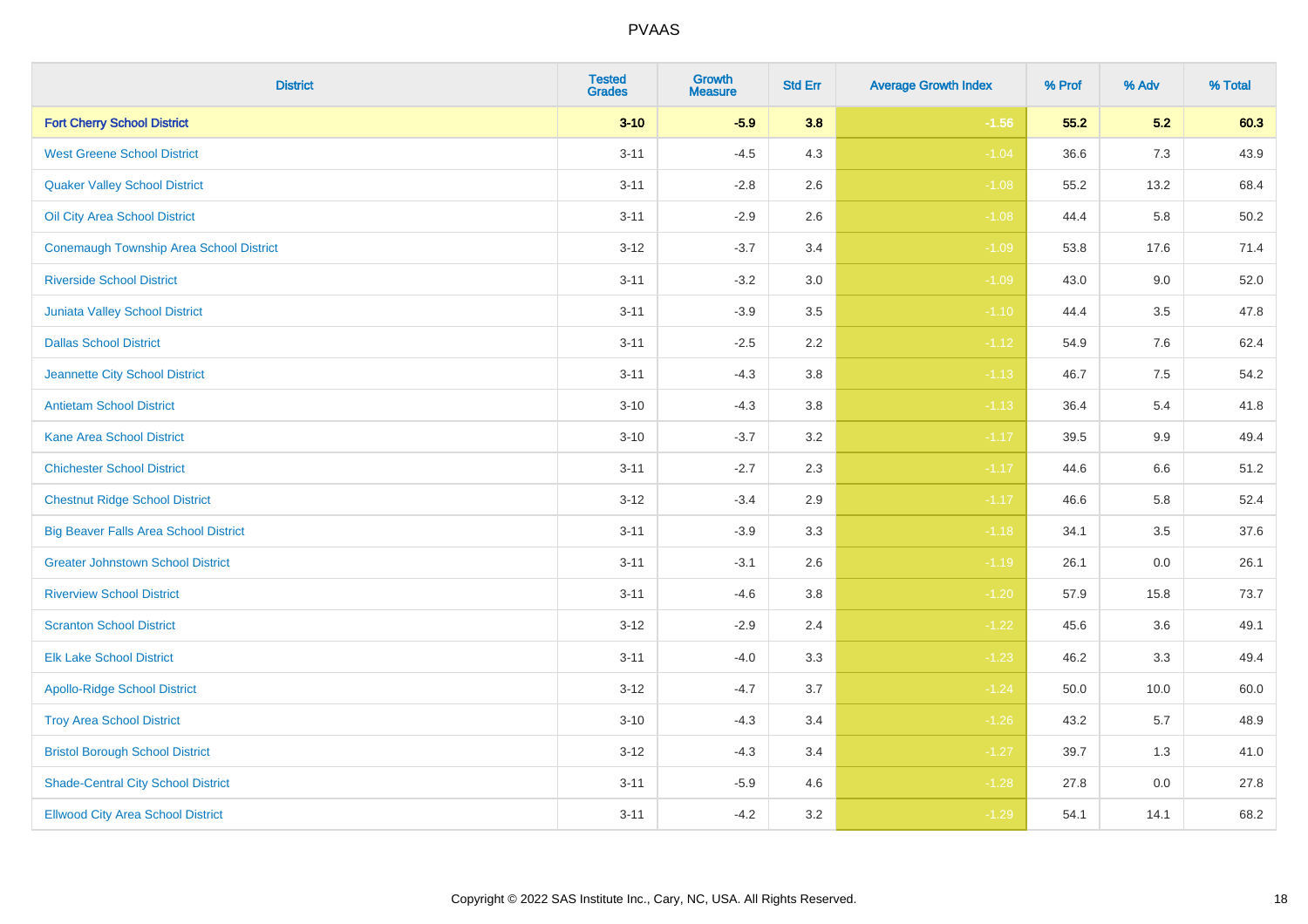PVAAS

| District | Tested Grades | Growth Measure | Std Err | Average Growth Index | % Prof | % Adv | % Total |
|---|---|---|---|---|---|---|---|
| **Fort Cherry School District** | **3-10** | **-5.9** | **3.8** | **-1.56** | **55.2** | **5.2** | **60.3** |
| West Greene School District | 3-11 | -4.5 | 4.3 | -1.04 | 36.6 | 7.3 | 43.9 |
| Quaker Valley School District | 3-11 | -2.8 | 2.6 | -1.08 | 55.2 | 13.2 | 68.4 |
| Oil City Area School District | 3-11 | -2.9 | 2.6 | -1.08 | 44.4 | 5.8 | 50.2 |
| Conemaugh Township Area School District | 3-12 | -3.7 | 3.4 | -1.09 | 53.8 | 17.6 | 71.4 |
| Riverside School District | 3-11 | -3.2 | 3.0 | -1.09 | 43.0 | 9.0 | 52.0 |
| Juniata Valley School District | 3-11 | -3.9 | 3.5 | -1.10 | 44.4 | 3.5 | 47.8 |
| Dallas School District | 3-11 | -2.5 | 2.2 | -1.12 | 54.9 | 7.6 | 62.4 |
| Jeannette City School District | 3-11 | -4.3 | 3.8 | -1.13 | 46.7 | 7.5 | 54.2 |
| Antietam School District | 3-10 | -4.3 | 3.8 | -1.13 | 36.4 | 5.4 | 41.8 |
| Kane Area School District | 3-10 | -3.7 | 3.2 | -1.17 | 39.5 | 9.9 | 49.4 |
| Chichester School District | 3-11 | -2.7 | 2.3 | -1.17 | 44.6 | 6.6 | 51.2 |
| Chestnut Ridge School District | 3-12 | -3.4 | 2.9 | -1.17 | 46.6 | 5.8 | 52.4 |
| Big Beaver Falls Area School District | 3-11 | -3.9 | 3.3 | -1.18 | 34.1 | 3.5 | 37.6 |
| Greater Johnstown School District | 3-11 | -3.1 | 2.6 | -1.19 | 26.1 | 0.0 | 26.1 |
| Riverview School District | 3-11 | -4.6 | 3.8 | -1.20 | 57.9 | 15.8 | 73.7 |
| Scranton School District | 3-12 | -2.9 | 2.4 | -1.22 | 45.6 | 3.6 | 49.1 |
| Elk Lake School District | 3-11 | -4.0 | 3.3 | -1.23 | 46.2 | 3.3 | 49.4 |
| Apollo-Ridge School District | 3-12 | -4.7 | 3.7 | -1.24 | 50.0 | 10.0 | 60.0 |
| Troy Area School District | 3-10 | -4.3 | 3.4 | -1.26 | 43.2 | 5.7 | 48.9 |
| Bristol Borough School District | 3-12 | -4.3 | 3.4 | -1.27 | 39.7 | 1.3 | 41.0 |
| Shade-Central City School District | 3-11 | -5.9 | 4.6 | -1.28 | 27.8 | 0.0 | 27.8 |
| Ellwood City Area School District | 3-11 | -4.2 | 3.2 | -1.29 | 54.1 | 14.1 | 68.2 |

Copyright © 2022 SAS Institute Inc., Cary, NC, USA. All Rights Reserved.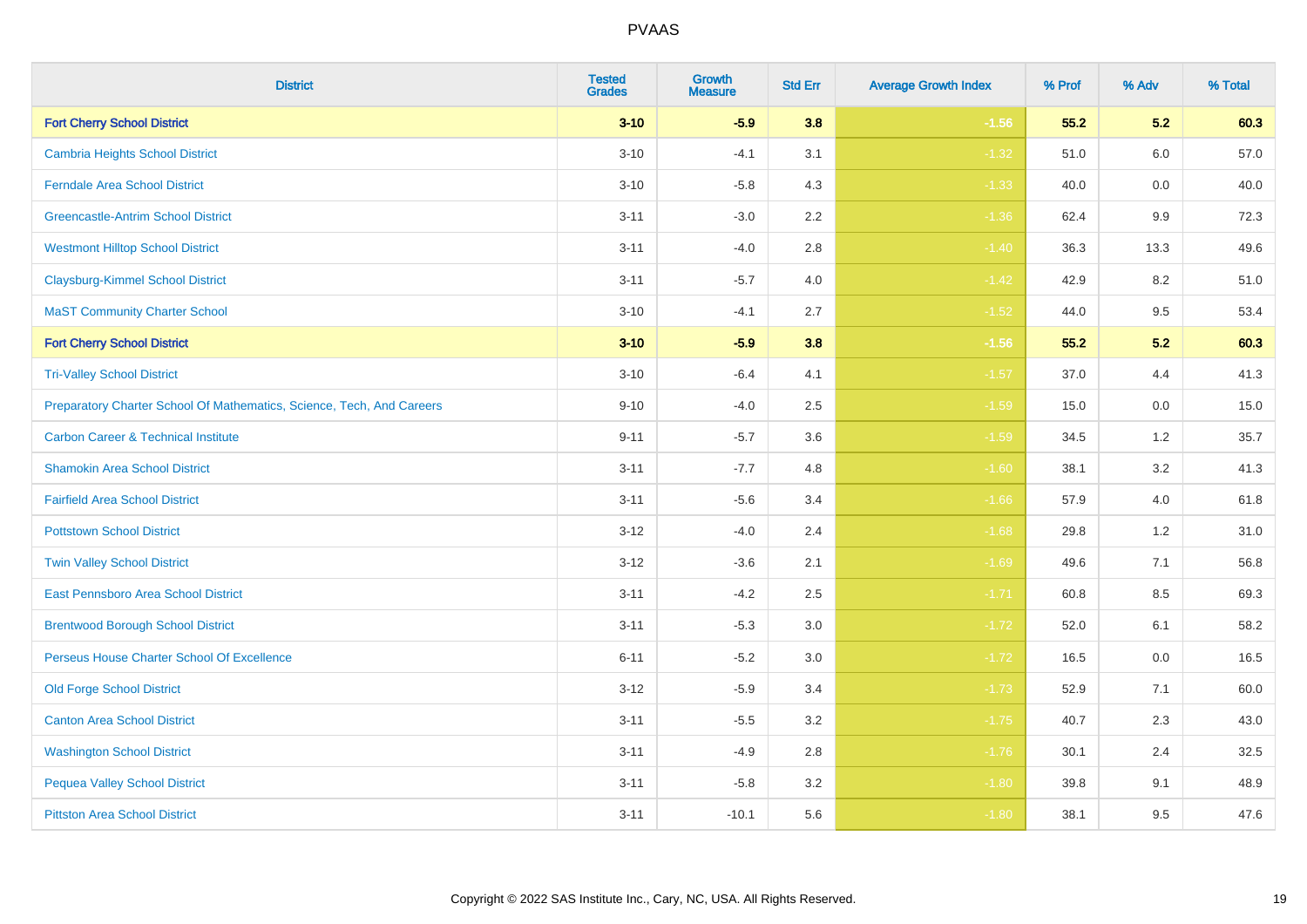| District | Tested Grades | Growth Measure | Std Err | Average Growth Index | % Prof | % Adv | % Total |
|---|---|---|---|---|---|---|---|
| **Fort Cherry School District** | **3-10** | **-5.9** | **3.8** | **-1.56** | **55.2** | **5.2** | **60.3** |
| Cambria Heights School District | 3-10 | -4.1 | 3.1 | -1.32 | 51.0 | 6.0 | 57.0 |
| Ferndale Area School District | 3-10 | -5.8 | 4.3 | -1.33 | 40.0 | 0.0 | 40.0 |
| Greencastle-Antrim School District | 3-11 | -3.0 | 2.2 | -1.36 | 62.4 | 9.9 | 72.3 |
| Westmont Hilltop School District | 3-11 | -4.0 | 2.8 | -1.40 | 36.3 | 13.3 | 49.6 |
| Claysburg-Kimmel School District | 3-11 | -5.7 | 4.0 | -1.42 | 42.9 | 8.2 | 51.0 |
| MaST Community Charter School | 3-10 | -4.1 | 2.7 | -1.52 | 44.0 | 9.5 | 53.4 |
| **Fort Cherry School District** | **3-10** | **-5.9** | **3.8** | **-1.56** | **55.2** | **5.2** | **60.3** |
| Tri-Valley School District | 3-10 | -6.4 | 4.1 | -1.57 | 37.0 | 4.4 | 41.3 |
| Preparatory Charter School Of Mathematics, Science, Tech, And Careers | 9-10 | -4.0 | 2.5 | -1.59 | 15.0 | 0.0 | 15.0 |
| Carbon Career & Technical Institute | 9-11 | -5.7 | 3.6 | -1.59 | 34.5 | 1.2 | 35.7 |
| Shamokin Area School District | 3-11 | -7.7 | 4.8 | -1.60 | 38.1 | 3.2 | 41.3 |
| Fairfield Area School District | 3-11 | -5.6 | 3.4 | -1.66 | 57.9 | 4.0 | 61.8 |
| Pottstown School District | 3-12 | -4.0 | 2.4 | -1.68 | 29.8 | 1.2 | 31.0 |
| Twin Valley School District | 3-12 | -3.6 | 2.1 | -1.69 | 49.6 | 7.1 | 56.8 |
| East Pennsboro Area School District | 3-11 | -4.2 | 2.5 | -1.71 | 60.8 | 8.5 | 69.3 |
| Brentwood Borough School District | 3-11 | -5.3 | 3.0 | -1.72 | 52.0 | 6.1 | 58.2 |
| Perseus House Charter School Of Excellence | 6-11 | -5.2 | 3.0 | -1.72 | 16.5 | 0.0 | 16.5 |
| Old Forge School District | 3-12 | -5.9 | 3.4 | -1.73 | 52.9 | 7.1 | 60.0 |
| Canton Area School District | 3-11 | -5.5 | 3.2 | -1.75 | 40.7 | 2.3 | 43.0 |
| Washington School District | 3-11 | -4.9 | 2.8 | -1.76 | 30.1 | 2.4 | 32.5 |
| Pequea Valley School District | 3-11 | -5.8 | 3.2 | -1.80 | 39.8 | 9.1 | 48.9 |
| Pittston Area School District | 3-11 | -10.1 | 5.6 | -1.80 | 38.1 | 9.5 | 47.6 |

Copyright © 2022 SAS Institute Inc., Cary, NC, USA. All Rights Reserved.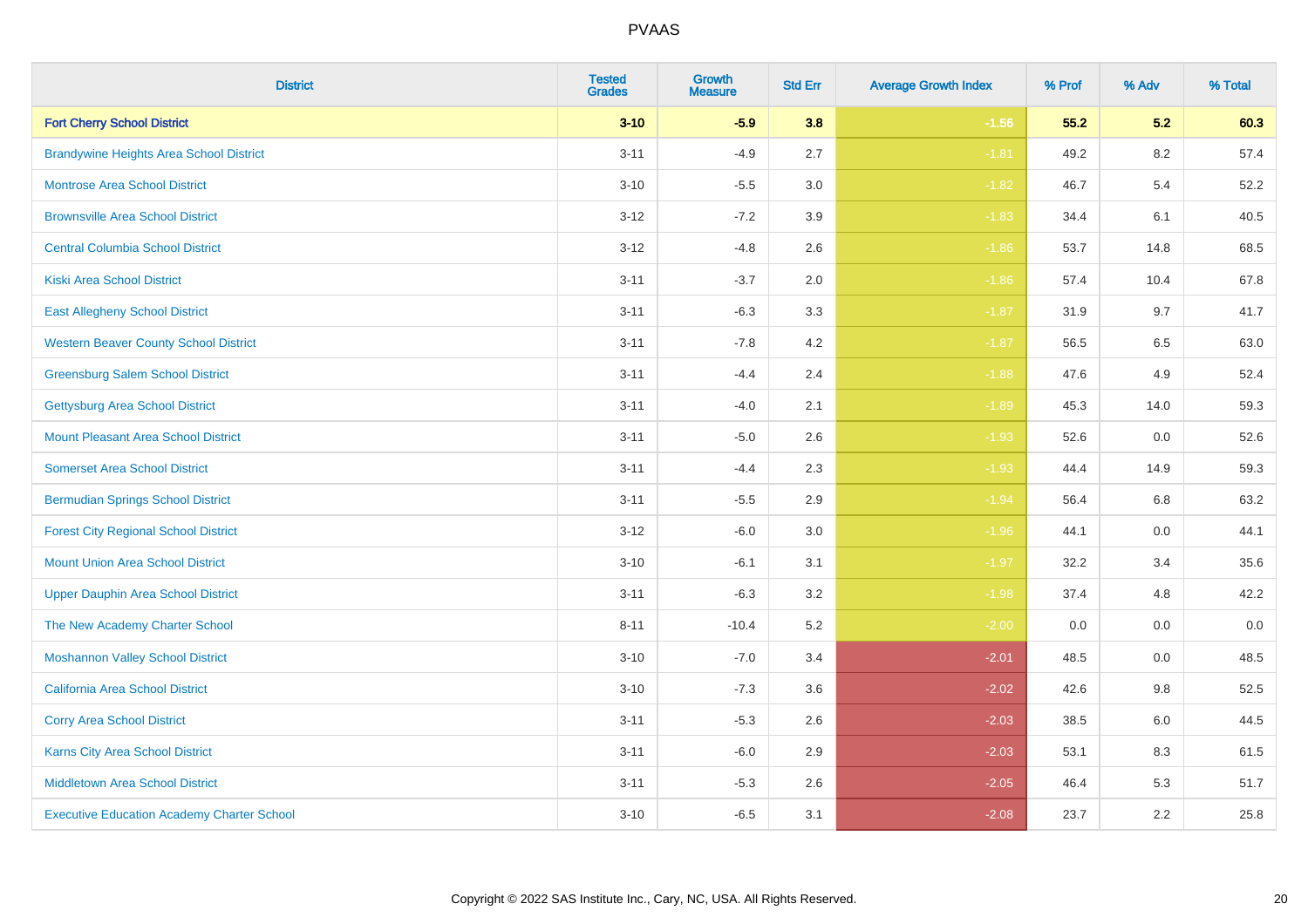| District | Tested Grades | Growth Measure | Std Err | Average Growth Index | % Prof | % Adv | % Total |
|---|---|---|---|---|---|---|---|
| **Fort Cherry School District** | **3-10** | **-5.9** | **3.8** | **-1.56** | **55.2** | **5.2** | **60.3** |
| Brandywine Heights Area School District | 3-11 | -4.9 | 2.7 | -1.81 | 49.2 | 8.2 | 57.4 |
| Montrose Area School District | 3-10 | -5.5 | 3.0 | -1.82 | 46.7 | 5.4 | 52.2 |
| Brownsville Area School District | 3-12 | -7.2 | 3.9 | -1.83 | 34.4 | 6.1 | 40.5 |
| Central Columbia School District | 3-12 | -4.8 | 2.6 | -1.86 | 53.7 | 14.8 | 68.5 |
| Kiski Area School District | 3-11 | -3.7 | 2.0 | -1.86 | 57.4 | 10.4 | 67.8 |
| East Allegheny School District | 3-11 | -6.3 | 3.3 | -1.87 | 31.9 | 9.7 | 41.7 |
| Western Beaver County School District | 3-11 | -7.8 | 4.2 | -1.87 | 56.5 | 6.5 | 63.0 |
| Greensburg Salem School District | 3-11 | -4.4 | 2.4 | -1.88 | 47.6 | 4.9 | 52.4 |
| Gettysburg Area School District | 3-11 | -4.0 | 2.1 | -1.89 | 45.3 | 14.0 | 59.3 |
| Mount Pleasant Area School District | 3-11 | -5.0 | 2.6 | -1.93 | 52.6 | 0.0 | 52.6 |
| Somerset Area School District | 3-11 | -4.4 | 2.3 | -1.93 | 44.4 | 14.9 | 59.3 |
| Bermudian Springs School District | 3-11 | -5.5 | 2.9 | -1.94 | 56.4 | 6.8 | 63.2 |
| Forest City Regional School District | 3-12 | -6.0 | 3.0 | -1.96 | 44.1 | 0.0 | 44.1 |
| Mount Union Area School District | 3-10 | -6.1 | 3.1 | -1.97 | 32.2 | 3.4 | 35.6 |
| Upper Dauphin Area School District | 3-11 | -6.3 | 3.2 | -1.98 | 37.4 | 4.8 | 42.2 |
| The New Academy Charter School | 8-11 | -10.4 | 5.2 | -2.00 | 0.0 | 0.0 | 0.0 |
| Moshannon Valley School District | 3-10 | -7.0 | 3.4 | -2.01 | 48.5 | 0.0 | 48.5 |
| California Area School District | 3-10 | -7.3 | 3.6 | -2.02 | 42.6 | 9.8 | 52.5 |
| Corry Area School District | 3-11 | -5.3 | 2.6 | -2.03 | 38.5 | 6.0 | 44.5 |
| Karns City Area School District | 3-11 | -6.0 | 2.9 | -2.03 | 53.1 | 8.3 | 61.5 |
| Middletown Area School District | 3-11 | -5.3 | 2.6 | -2.05 | 46.4 | 5.3 | 51.7 |
| Executive Education Academy Charter School | 3-10 | -6.5 | 3.1 | -2.08 | 23.7 | 2.2 | 25.8 |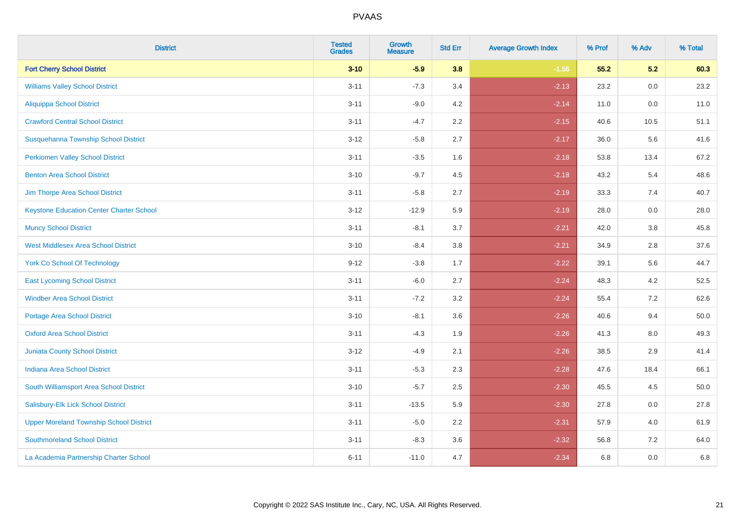| District | Tested Grades | Growth Measure | Std Err | Average Growth Index | % Prof | % Adv | % Total |
|---|---|---|---|---|---|---|---|
| **Fort Cherry School District** | **3-10** | **-5.9** | **3.8** | **-1.56** | **55.2** | **5.2** | **60.3** |
| Williams Valley School District | 3-11 | -7.3 | 3.4 | -2.13 | 23.2 | 0.0 | 23.2 |
| Aliquippa School District | 3-11 | -9.0 | 4.2 | -2.14 | 11.0 | 0.0 | 11.0 |
| Crawford Central School District | 3-11 | -4.7 | 2.2 | -2.15 | 40.6 | 10.5 | 51.1 |
| Susquehanna Township School District | 3-12 | -5.8 | 2.7 | -2.17 | 36.0 | 5.6 | 41.6 |
| Perkiomen Valley School District | 3-11 | -3.5 | 1.6 | -2.18 | 53.8 | 13.4 | 67.2 |
| Benton Area School District | 3-10 | -9.7 | 4.5 | -2.18 | 43.2 | 5.4 | 48.6 |
| Jim Thorpe Area School District | 3-11 | -5.8 | 2.7 | -2.19 | 33.3 | 7.4 | 40.7 |
| Keystone Education Center Charter School | 3-12 | -12.9 | 5.9 | -2.19 | 28.0 | 0.0 | 28.0 |
| Muncy School District | 3-11 | -8.1 | 3.7 | -2.21 | 42.0 | 3.8 | 45.8 |
| West Middlesex Area School District | 3-10 | -8.4 | 3.8 | -2.21 | 34.9 | 2.8 | 37.6 |
| York Co School Of Technology | 9-12 | -3.8 | 1.7 | -2.22 | 39.1 | 5.6 | 44.7 |
| East Lycoming School District | 3-11 | -6.0 | 2.7 | -2.24 | 48.3 | 4.2 | 52.5 |
| Windber Area School District | 3-11 | -7.2 | 3.2 | -2.24 | 55.4 | 7.2 | 62.6 |
| Portage Area School District | 3-10 | -8.1 | 3.6 | -2.26 | 40.6 | 9.4 | 50.0 |
| Oxford Area School District | 3-11 | -4.3 | 1.9 | -2.26 | 41.3 | 8.0 | 49.3 |
| Juniata County School District | 3-12 | -4.9 | 2.1 | -2.26 | 38.5 | 2.9 | 41.4 |
| Indiana Area School District | 3-11 | -5.3 | 2.3 | -2.28 | 47.6 | 18.4 | 66.1 |
| South Williamsport Area School District | 3-10 | -5.7 | 2.5 | -2.30 | 45.5 | 4.5 | 50.0 |
| Salisbury-Elk Lick School District | 3-11 | -13.5 | 5.9 | -2.30 | 27.8 | 0.0 | 27.8 |
| Upper Moreland Township School District | 3-11 | -5.0 | 2.2 | -2.31 | 57.9 | 4.0 | 61.9 |
| Southmoreland School District | 3-11 | -8.3 | 3.6 | -2.32 | 56.8 | 7.2 | 64.0 |
| La Academia Partnership Charter School | 6-11 | -11.0 | 4.7 | -2.34 | 6.8 | 0.0 | 6.8 |

Copyright © 2022 SAS Institute Inc., Cary, NC, USA. All Rights Reserved.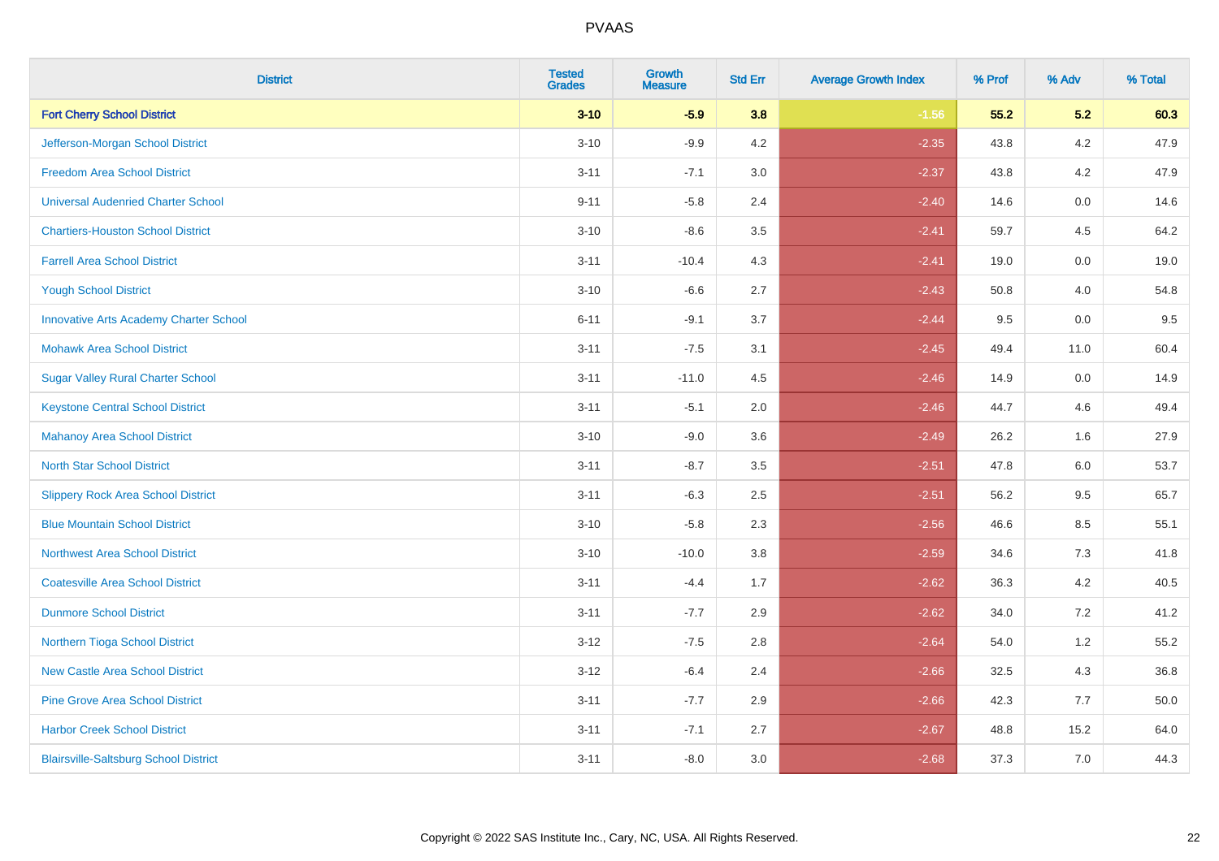# PVAAS

| District | Tested Grades | Growth Measure | Std Err | Average Growth Index | % Prof | % Adv | % Total |
|---|---|---|---|---|---|---|---|
| **Fort Cherry School District** | **3-10** | **-5.9** | **3.8** | **-1.56** | **55.2** | **5.2** | **60.3** |
| Jefferson-Morgan School District | 3-10 | -9.9 | 4.2 | -2.35 | 43.8 | 4.2 | 47.9 |
| Freedom Area School District | 3-11 | -7.1 | 3.0 | -2.37 | 43.8 | 4.2 | 47.9 |
| Universal Audenried Charter School | 9-11 | -5.8 | 2.4 | -2.40 | 14.6 | 0.0 | 14.6 |
| Chartiers-Houston School District | 3-10 | -8.6 | 3.5 | -2.41 | 59.7 | 4.5 | 64.2 |
| Farrell Area School District | 3-11 | -10.4 | 4.3 | -2.41 | 19.0 | 0.0 | 19.0 |
| Yough School District | 3-10 | -6.6 | 2.7 | -2.43 | 50.8 | 4.0 | 54.8 |
| Innovative Arts Academy Charter School | 6-11 | -9.1 | 3.7 | -2.44 | 9.5 | 0.0 | 9.5 |
| Mohawk Area School District | 3-11 | -7.5 | 3.1 | -2.45 | 49.4 | 11.0 | 60.4 |
| Sugar Valley Rural Charter School | 3-11 | -11.0 | 4.5 | -2.46 | 14.9 | 0.0 | 14.9 |
| Keystone Central School District | 3-11 | -5.1 | 2.0 | -2.46 | 44.7 | 4.6 | 49.4 |
| Mahanoy Area School District | 3-10 | -9.0 | 3.6 | -2.49 | 26.2 | 1.6 | 27.9 |
| North Star School District | 3-11 | -8.7 | 3.5 | -2.51 | 47.8 | 6.0 | 53.7 |
| Slippery Rock Area School District | 3-11 | -6.3 | 2.5 | -2.51 | 56.2 | 9.5 | 65.7 |
| Blue Mountain School District | 3-10 | -5.8 | 2.3 | -2.56 | 46.6 | 8.5 | 55.1 |
| Northwest Area School District | 3-10 | -10.0 | 3.8 | -2.59 | 34.6 | 7.3 | 41.8 |
| Coatesville Area School District | 3-11 | -4.4 | 1.7 | -2.62 | 36.3 | 4.2 | 40.5 |
| Dunmore School District | 3-11 | -7.7 | 2.9 | -2.62 | 34.0 | 7.2 | 41.2 |
| Northern Tioga School District | 3-12 | -7.5 | 2.8 | -2.64 | 54.0 | 1.2 | 55.2 |
| New Castle Area School District | 3-12 | -6.4 | 2.4 | -2.66 | 32.5 | 4.3 | 36.8 |
| Pine Grove Area School District | 3-11 | -7.7 | 2.9 | -2.66 | 42.3 | 7.7 | 50.0 |
| Harbor Creek School District | 3-11 | -7.1 | 2.7 | -2.67 | 48.8 | 15.2 | 64.0 |
| Blairsville-Saltsburg School District | 3-11 | -8.0 | 3.0 | -2.68 | 37.3 | 7.0 | 44.3 |

Copyright © 2022 SAS Institute Inc., Cary, NC, USA. All Rights Reserved.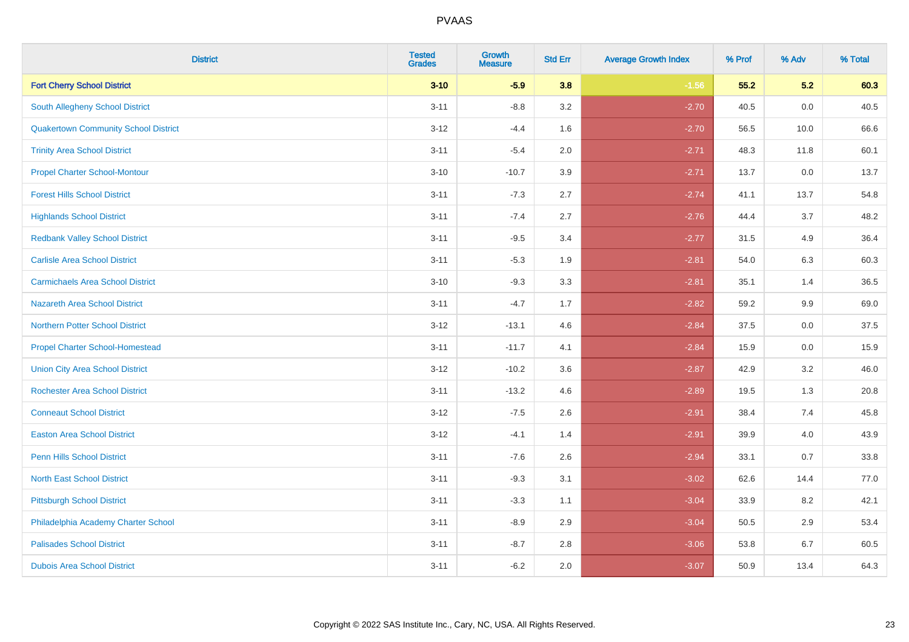| District | Tested Grades | Growth Measure | Std Err | Average Growth Index | % Prof | % Adv | % Total |
|---|---|---|---|---|---|---|---|
| **Fort Cherry School District** | **3-10** | **-5.9** | **3.8** | **-1.56** | **55.2** | **5.2** | **60.3** |
| South Allegheny School District | 3-11 | -8.8 | 3.2 | -2.70 | 40.5 | 0.0 | 40.5 |
| Quakertown Community School District | 3-12 | -4.4 | 1.6 | -2.70 | 56.5 | 10.0 | 66.6 |
| Trinity Area School District | 3-11 | -5.4 | 2.0 | -2.71 | 48.3 | 11.8 | 60.1 |
| Propel Charter School-Montour | 3-10 | -10.7 | 3.9 | -2.71 | 13.7 | 0.0 | 13.7 |
| Forest Hills School District | 3-11 | -7.3 | 2.7 | -2.74 | 41.1 | 13.7 | 54.8 |
| Highlands School District | 3-11 | -7.4 | 2.7 | -2.76 | 44.4 | 3.7 | 48.2 |
| Redbank Valley School District | 3-11 | -9.5 | 3.4 | -2.77 | 31.5 | 4.9 | 36.4 |
| Carlisle Area School District | 3-11 | -5.3 | 1.9 | -2.81 | 54.0 | 6.3 | 60.3 |
| Carmichaels Area School District | 3-10 | -9.3 | 3.3 | -2.81 | 35.1 | 1.4 | 36.5 |
| Nazareth Area School District | 3-11 | -4.7 | 1.7 | -2.82 | 59.2 | 9.9 | 69.0 |
| Northern Potter School District | 3-12 | -13.1 | 4.6 | -2.84 | 37.5 | 0.0 | 37.5 |
| Propel Charter School-Homestead | 3-11 | -11.7 | 4.1 | -2.84 | 15.9 | 0.0 | 15.9 |
| Union City Area School District | 3-12 | -10.2 | 3.6 | -2.87 | 42.9 | 3.2 | 46.0 |
| Rochester Area School District | 3-11 | -13.2 | 4.6 | -2.89 | 19.5 | 1.3 | 20.8 |
| Conneaut School District | 3-12 | -7.5 | 2.6 | -2.91 | 38.4 | 7.4 | 45.8 |
| Easton Area School District | 3-12 | -4.1 | 1.4 | -2.91 | 39.9 | 4.0 | 43.9 |
| Penn Hills School District | 3-11 | -7.6 | 2.6 | -2.94 | 33.1 | 0.7 | 33.8 |
| North East School District | 3-11 | -9.3 | 3.1 | -3.02 | 62.6 | 14.4 | 77.0 |
| Pittsburgh School District | 3-11 | -3.3 | 1.1 | -3.04 | 33.9 | 8.2 | 42.1 |
| Philadelphia Academy Charter School | 3-11 | -8.9 | 2.9 | -3.04 | 50.5 | 2.9 | 53.4 |
| Palisades School District | 3-11 | -8.7 | 2.8 | -3.06 | 53.8 | 6.7 | 60.5 |
| Dubois Area School District | 3-11 | -6.2 | 2.0 | -3.07 | 50.9 | 13.4 | 64.3 |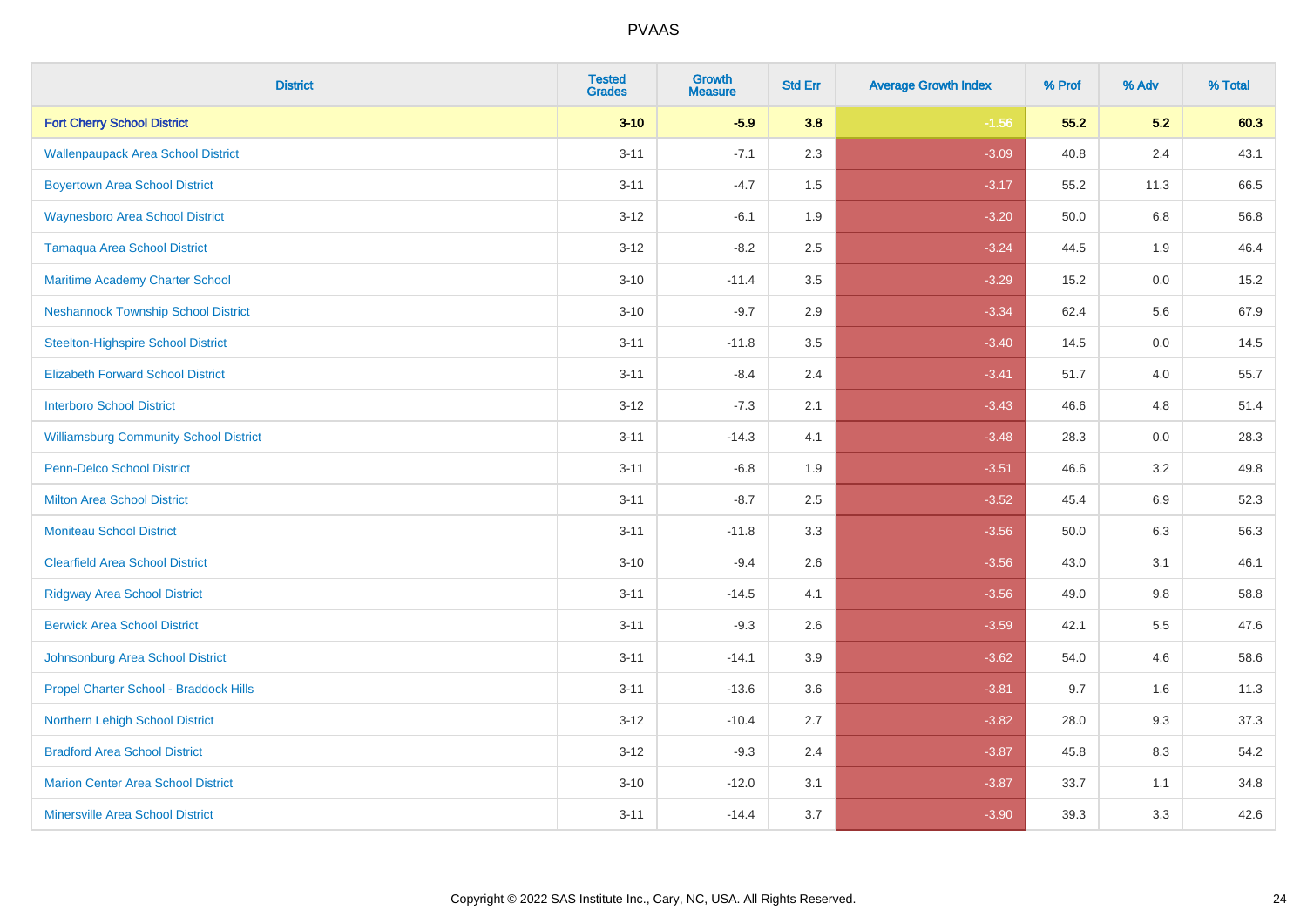| District | Tested Grades | Growth Measure | Std Err | Average Growth Index | % Prof | % Adv | % Total |
|---|---|---|---|---|---|---|---|
| **Fort Cherry School District** | **3-10** | **-5.9** | **3.8** | **-1.56** | **55.2** | **5.2** | **60.3** |
| Wallenpaupack Area School District | 3-11 | -7.1 | 2.3 | -3.09 | 40.8 | 2.4 | 43.1 |
| Boyertown Area School District | 3-11 | -4.7 | 1.5 | -3.17 | 55.2 | 11.3 | 66.5 |
| Waynesboro Area School District | 3-12 | -6.1 | 1.9 | -3.20 | 50.0 | 6.8 | 56.8 |
| Tamaqua Area School District | 3-12 | -8.2 | 2.5 | -3.24 | 44.5 | 1.9 | 46.4 |
| Maritime Academy Charter School | 3-10 | -11.4 | 3.5 | -3.29 | 15.2 | 0.0 | 15.2 |
| Neshannock Township School District | 3-10 | -9.7 | 2.9 | -3.34 | 62.4 | 5.6 | 67.9 |
| Steelton-Highspire School District | 3-11 | -11.8 | 3.5 | -3.40 | 14.5 | 0.0 | 14.5 |
| Elizabeth Forward School District | 3-11 | -8.4 | 2.4 | -3.41 | 51.7 | 4.0 | 55.7 |
| Interboro School District | 3-12 | -7.3 | 2.1 | -3.43 | 46.6 | 4.8 | 51.4 |
| Williamsburg Community School District | 3-11 | -14.3 | 4.1 | -3.48 | 28.3 | 0.0 | 28.3 |
| Penn-Delco School District | 3-11 | -6.8 | 1.9 | -3.51 | 46.6 | 3.2 | 49.8 |
| Milton Area School District | 3-11 | -8.7 | 2.5 | -3.52 | 45.4 | 6.9 | 52.3 |
| Moniteau School District | 3-11 | -11.8 | 3.3 | -3.56 | 50.0 | 6.3 | 56.3 |
| Clearfield Area School District | 3-10 | -9.4 | 2.6 | -3.56 | 43.0 | 3.1 | 46.1 |
| Ridgway Area School District | 3-11 | -14.5 | 4.1 | -3.56 | 49.0 | 9.8 | 58.8 |
| Berwick Area School District | 3-11 | -9.3 | 2.6 | -3.59 | 42.1 | 5.5 | 47.6 |
| Johnsonburg Area School District | 3-11 | -14.1 | 3.9 | -3.62 | 54.0 | 4.6 | 58.6 |
| Propel Charter School - Braddock Hills | 3-11 | -13.6 | 3.6 | -3.81 | 9.7 | 1.6 | 11.3 |
| Northern Lehigh School District | 3-12 | -10.4 | 2.7 | -3.82 | 28.0 | 9.3 | 37.3 |
| Bradford Area School District | 3-12 | -9.3 | 2.4 | -3.87 | 45.8 | 8.3 | 54.2 |
| Marion Center Area School District | 3-10 | -12.0 | 3.1 | -3.87 | 33.7 | 1.1 | 34.8 |
| Minersville Area School District | 3-11 | -14.4 | 3.7 | -3.90 | 39.3 | 3.3 | 42.6 |

Copyright © 2022 SAS Institute Inc., Cary, NC, USA. All Rights Reserved.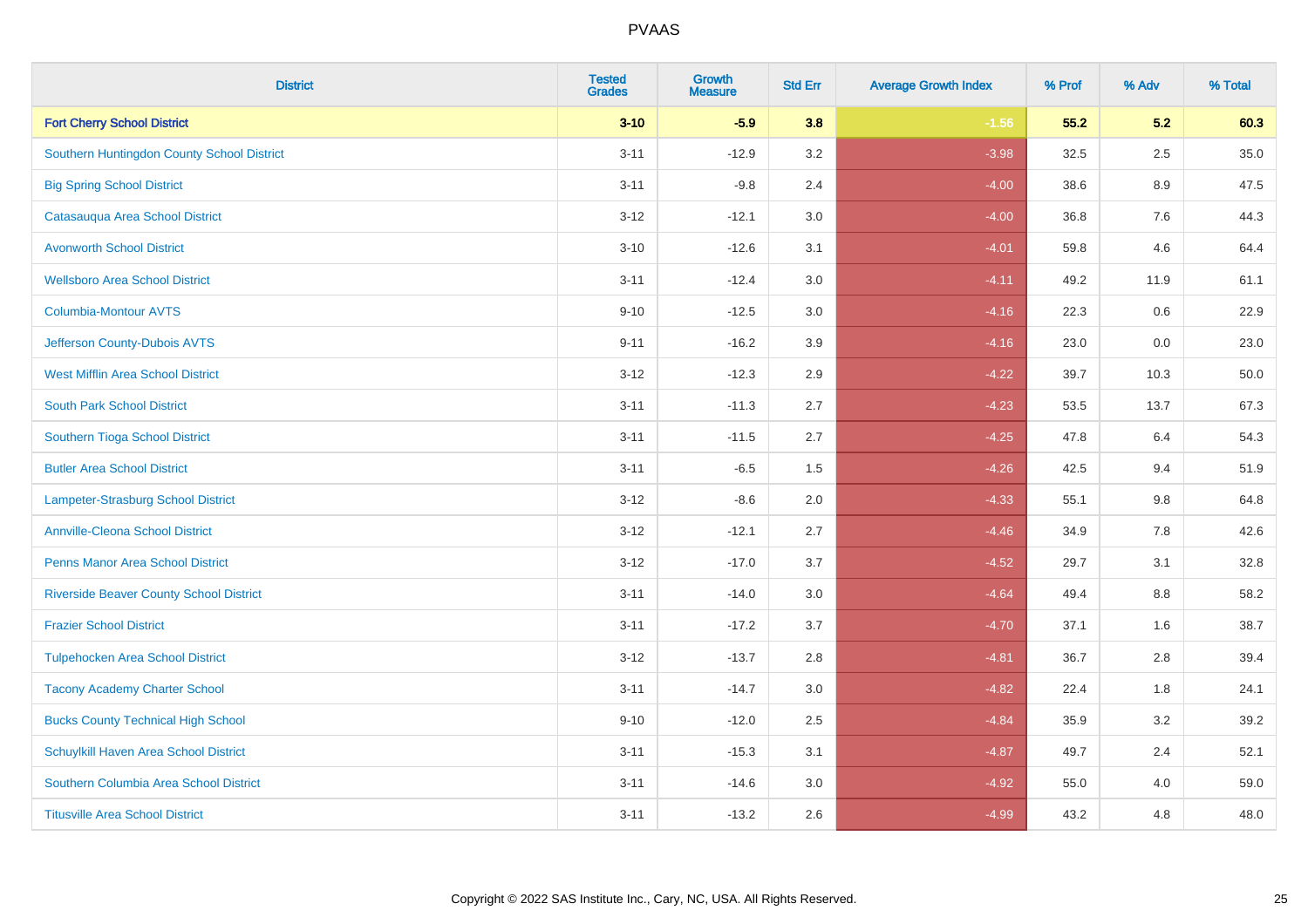| District | Tested Grades | Growth Measure | Std Err | Average Growth Index | % Prof | % Adv | % Total |
|---|---|---|---|---|---|---|---|
| **Fort Cherry School District** | **3-10** | **-5.9** | **3.8** | **-1.56** | **55.2** | **5.2** | **60.3** |
| Southern Huntingdon County School District | 3-11 | -12.9 | 3.2 | -3.98 | 32.5 | 2.5 | 35.0 |
| Big Spring School District | 3-11 | -9.8 | 2.4 | -4.00 | 38.6 | 8.9 | 47.5 |
| Catasauqua Area School District | 3-12 | -12.1 | 3.0 | -4.00 | 36.8 | 7.6 | 44.3 |
| Avonworth School District | 3-10 | -12.6 | 3.1 | -4.01 | 59.8 | 4.6 | 64.4 |
| Wellsboro Area School District | 3-11 | -12.4 | 3.0 | -4.11 | 49.2 | 11.9 | 61.1 |
| Columbia-Montour AVTS | 9-10 | -12.5 | 3.0 | -4.16 | 22.3 | 0.6 | 22.9 |
| Jefferson County-Dubois AVTS | 9-11 | -16.2 | 3.9 | -4.16 | 23.0 | 0.0 | 23.0 |
| West Mifflin Area School District | 3-12 | -12.3 | 2.9 | -4.22 | 39.7 | 10.3 | 50.0 |
| South Park School District | 3-11 | -11.3 | 2.7 | -4.23 | 53.5 | 13.7 | 67.3 |
| Southern Tioga School District | 3-11 | -11.5 | 2.7 | -4.25 | 47.8 | 6.4 | 54.3 |
| Butler Area School District | 3-11 | -6.5 | 1.5 | -4.26 | 42.5 | 9.4 | 51.9 |
| Lampeter-Strasburg School District | 3-12 | -8.6 | 2.0 | -4.33 | 55.1 | 9.8 | 64.8 |
| Annville-Cleona School District | 3-12 | -12.1 | 2.7 | -4.46 | 34.9 | 7.8 | 42.6 |
| Penns Manor Area School District | 3-12 | -17.0 | 3.7 | -4.52 | 29.7 | 3.1 | 32.8 |
| Riverside Beaver County School District | 3-11 | -14.0 | 3.0 | -4.64 | 49.4 | 8.8 | 58.2 |
| Frazier School District | 3-11 | -17.2 | 3.7 | -4.70 | 37.1 | 1.6 | 38.7 |
| Tulpehocken Area School District | 3-12 | -13.7 | 2.8 | -4.81 | 36.7 | 2.8 | 39.4 |
| Tacony Academy Charter School | 3-11 | -14.7 | 3.0 | -4.82 | 22.4 | 1.8 | 24.1 |
| Bucks County Technical High School | 9-10 | -12.0 | 2.5 | -4.84 | 35.9 | 3.2 | 39.2 |
| Schuylkill Haven Area School District | 3-11 | -15.3 | 3.1 | -4.87 | 49.7 | 2.4 | 52.1 |
| Southern Columbia Area School District | 3-11 | -14.6 | 3.0 | -4.92 | 55.0 | 4.0 | 59.0 |
| Titusville Area School District | 3-11 | -13.2 | 2.6 | -4.99 | 43.2 | 4.8 | 48.0 |

Copyright © 2022 SAS Institute Inc., Cary, NC, USA. All Rights Reserved.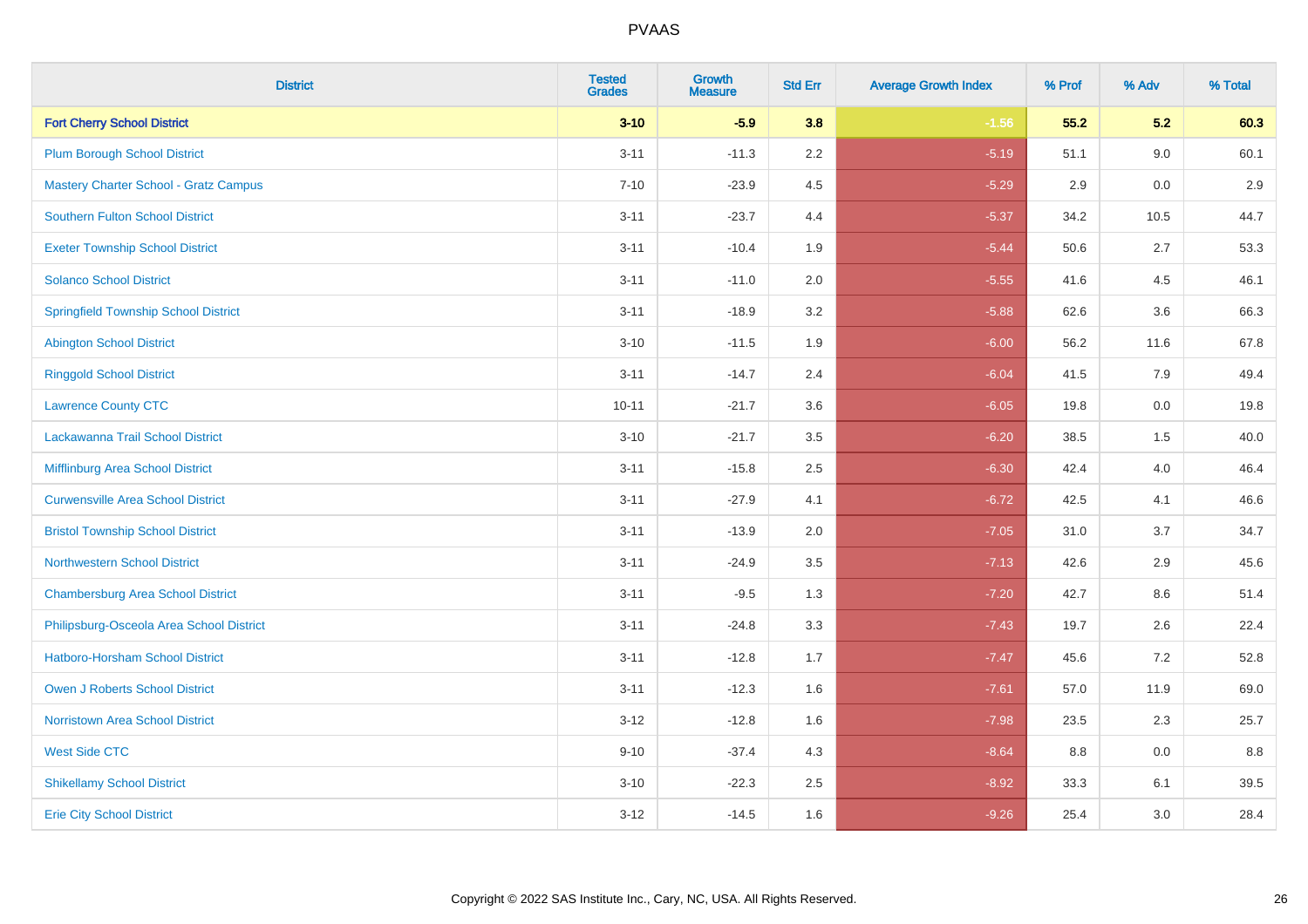# PVAAS

| District | Tested Grades | Growth Measure | Std Err | Average Growth Index | % Prof | % Adv | % Total |
|---|---|---|---|---|---|---|---|
| **Fort Cherry School District** | **3-10** | **-5.9** | **3.8** | **-1.56** | **55.2** | **5.2** | **60.3** |
| Plum Borough School District | 3-11 | -11.3 | 2.2 | -5.19 | 51.1 | 9.0 | 60.1 |
| Mastery Charter School - Gratz Campus | 7-10 | -23.9 | 4.5 | -5.29 | 2.9 | 0.0 | 2.9 |
| Southern Fulton School District | 3-11 | -23.7 | 4.4 | -5.37 | 34.2 | 10.5 | 44.7 |
| Exeter Township School District | 3-11 | -10.4 | 1.9 | -5.44 | 50.6 | 2.7 | 53.3 |
| Solanco School District | 3-11 | -11.0 | 2.0 | -5.55 | 41.6 | 4.5 | 46.1 |
| Springfield Township School District | 3-11 | -18.9 | 3.2 | -5.88 | 62.6 | 3.6 | 66.3 |
| Abington School District | 3-10 | -11.5 | 1.9 | -6.00 | 56.2 | 11.6 | 67.8 |
| Ringgold School District | 3-11 | -14.7 | 2.4 | -6.04 | 41.5 | 7.9 | 49.4 |
| Lawrence County CTC | 10-11 | -21.7 | 3.6 | -6.05 | 19.8 | 0.0 | 19.8 |
| Lackawanna Trail School District | 3-10 | -21.7 | 3.5 | -6.20 | 38.5 | 1.5 | 40.0 |
| Mifflinburg Area School District | 3-11 | -15.8 | 2.5 | -6.30 | 42.4 | 4.0 | 46.4 |
| Curwensville Area School District | 3-11 | -27.9 | 4.1 | -6.72 | 42.5 | 4.1 | 46.6 |
| Bristol Township School District | 3-11 | -13.9 | 2.0 | -7.05 | 31.0 | 3.7 | 34.7 |
| Northwestern School District | 3-11 | -24.9 | 3.5 | -7.13 | 42.6 | 2.9 | 45.6 |
| Chambersburg Area School District | 3-11 | -9.5 | 1.3 | -7.20 | 42.7 | 8.6 | 51.4 |
| Philipsburg-Osceola Area School District | 3-11 | -24.8 | 3.3 | -7.43 | 19.7 | 2.6 | 22.4 |
| Hatboro-Horsham School District | 3-11 | -12.8 | 1.7 | -7.47 | 45.6 | 7.2 | 52.8 |
| Owen J Roberts School District | 3-11 | -12.3 | 1.6 | -7.61 | 57.0 | 11.9 | 69.0 |
| Norristown Area School District | 3-12 | -12.8 | 1.6 | -7.98 | 23.5 | 2.3 | 25.7 |
| West Side CTC | 9-10 | -37.4 | 4.3 | -8.64 | 8.8 | 0.0 | 8.8 |
| Shikellamy School District | 3-10 | -22.3 | 2.5 | -8.92 | 33.3 | 6.1 | 39.5 |
| Erie City School District | 3-12 | -14.5 | 1.6 | -9.26 | 25.4 | 3.0 | 28.4 |

Copyright © 2022 SAS Institute Inc., Cary, NC, USA. All Rights Reserved.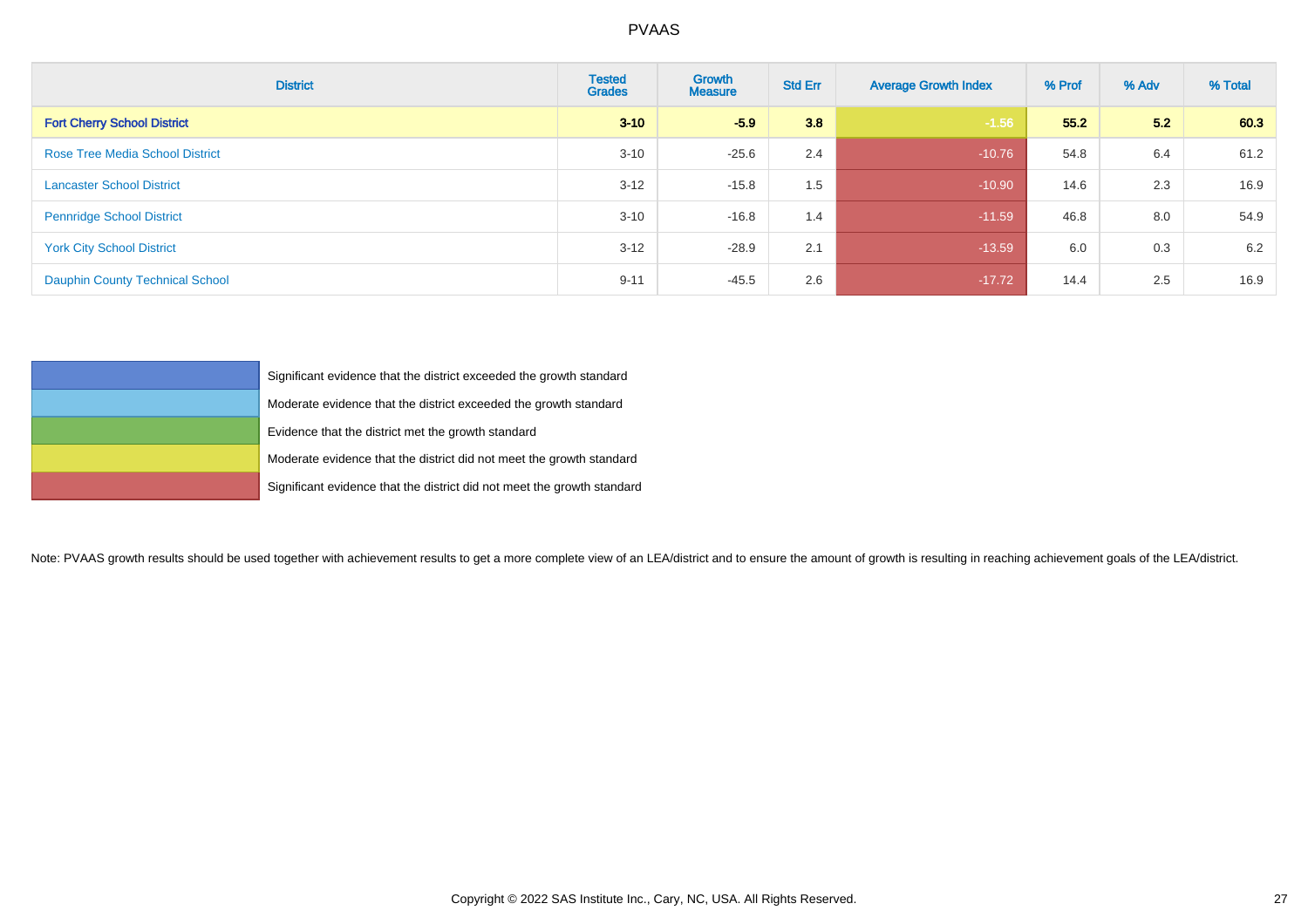# PVAAS

| District | Tested Grades | Growth Measure | Std Err | Average Growth Index | % Prof | % Adv | % Total |
|---|---|---|---|---|---|---|---|
| **Fort Cherry School District** | **3-10** | **-5.9** | **3.8** | **-1.56** | **55.2** | **5.2** | **60.3** |
| Rose Tree Media School District | 3-10 | -25.6 | 2.4 | -10.76 | 54.8 | 6.4 | 61.2 |
| Lancaster School District | 3-12 | -15.8 | 1.5 | -10.90 | 14.6 | 2.3 | 16.9 |
| Pennridge School District | 3-10 | -16.8 | 1.4 | -11.59 | 46.8 | 8.0 | 54.9 |
| York City School District | 3-12 | -28.9 | 2.1 | -13.59 | 6.0 | 0.3 | 6.2 |
| Dauphin County Technical School | 9-11 | -45.5 | 2.6 | -17.72 | 14.4 | 2.5 | 16.9 |

Significant evidence that the district exceeded the growth standard

Moderate evidence that the district exceeded the growth standard

Evidence that the district met the growth standard

Moderate evidence that the district did not meet the growth standard

Significant evidence that the district did not meet the growth standard

Note: PVAAS growth results should be used together with achievement results to get a more complete view of an LEA/district and to ensure the amount of growth is resulting in reaching achievement goals of the LEA/district.

Copyright © 2022 SAS Institute Inc., Cary, NC, USA. All Rights Reserved.